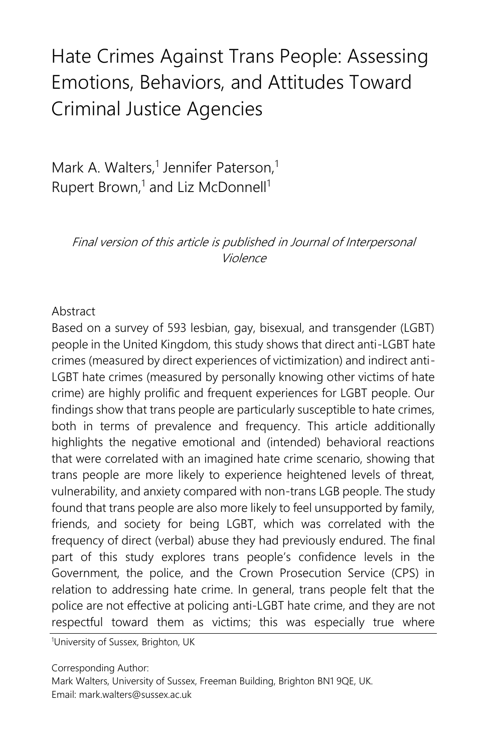# Hate Crimes Against Trans People: Assessing Emotions, Behaviors, and Attitudes Toward Criminal Justice Agencies

Mark A. Walters,[1] Jennifer Paterson,[1] Rupert Brown,[1] and Liz McDonnell[1]

*Final version of this article is published in Journal of Interpersonal Violence*

## Abstract

Based on a survey of 593 lesbian, gay, bisexual, and transgender (LGBT) people in the United Kingdom, this study shows that direct anti-LGBT hate crimes (measured by direct experiences of victimization) and indirect anti-LGBT hate crimes (measured by personally knowing other victims of hate crime) are highly prolific and frequent experiences for LGBT people. Our findings show that trans people are particularly susceptible to hate crimes, both in terms of prevalence and frequency. This article additionally highlights the negative emotional and (intended) behavioral reactions that were correlated with an imagined hate crime scenario, showing that trans people are more likely to experience heightened levels of threat, vulnerability, and anxiety compared with non-trans LGB people. The study found that trans people are also more likely to feel unsupported by family, friends, and society for being LGBT, which was correlated with the frequency of direct (verbal) abuse they had previously endured. The final part of this study explores trans people's confidence levels in the Government, the police, and the Crown Prosecution Service (CPS) in relation to addressing hate crime. In general, trans people felt that the police are not effective at policing anti-LGBT hate crime, and they are not respectful toward them as victims; this was especially true where

[1]University of Sussex, Brighton, UK

Corresponding Author:
Mark Walters, University of Sussex, Freeman Building, Brighton BN1 9QE, UK.
Email: mark.walters@sussex.ac.uk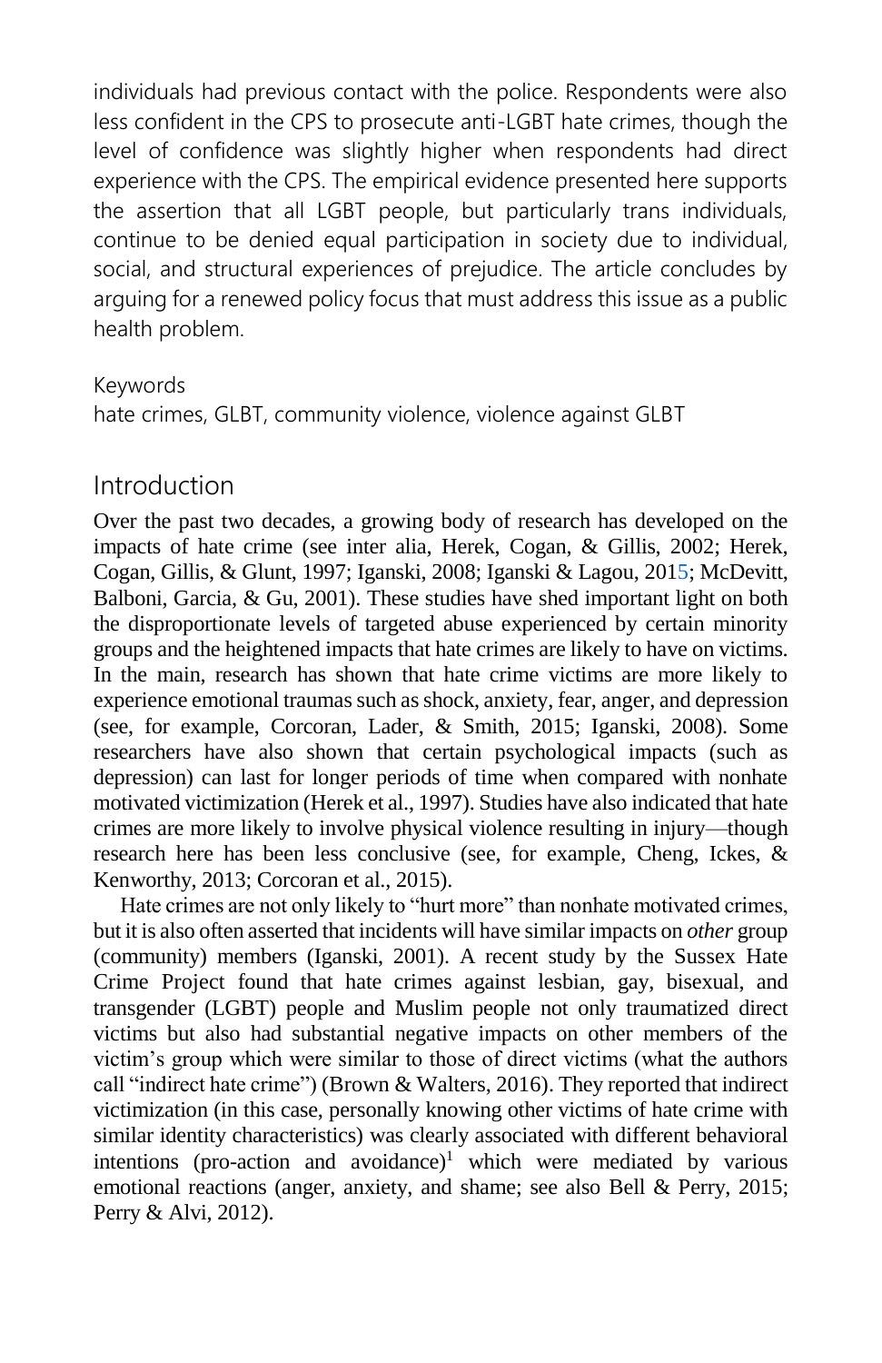individuals had previous contact with the police. Respondents were also less confident in the CPS to prosecute anti-LGBT hate crimes, though the level of confidence was slightly higher when respondents had direct experience with the CPS. The empirical evidence presented here supports the assertion that all LGBT people, but particularly trans individuals, continue to be denied equal participation in society due to individual, social, and structural experiences of prejudice. The article concludes by arguing for a renewed policy focus that must address this issue as a public health problem.

Keywords

hate crimes, GLBT, community violence, violence against GLBT

## Introduction

Over the past two decades, a growing body of research has developed on the impacts of hate crime (see inter alia, Herek, Cogan, & Gillis, 2002; Herek, Cogan, Gillis, & Glunt, 1997; Iganski, 2008; Iganski & Lagou, 2015; McDevitt, Balboni, Garcia, & Gu, 2001). These studies have shed important light on both the disproportionate levels of targeted abuse experienced by certain minority groups and the heightened impacts that hate crimes are likely to have on victims. In the main, research has shown that hate crime victims are more likely to experience emotional traumas such as shock, anxiety, fear, anger, and depression (see, for example, Corcoran, Lader, & Smith, 2015; Iganski, 2008). Some researchers have also shown that certain psychological impacts (such as depression) can last for longer periods of time when compared with nonhate motivated victimization (Herek et al., 1997). Studies have also indicated that hate crimes are more likely to involve physical violence resulting in injury—though research here has been less conclusive (see, for example, Cheng, Ickes, & Kenworthy, 2013; Corcoran et al., 2015).

Hate crimes are not only likely to "hurt more" than nonhate motivated crimes, but it is also often asserted that incidents will have similar impacts on *other* group (community) members (Iganski, 2001). A recent study by the Sussex Hate Crime Project found that hate crimes against lesbian, gay, bisexual, and transgender (LGBT) people and Muslim people not only traumatized direct victims but also had substantial negative impacts on other members of the victim's group which were similar to those of direct victims (what the authors call "indirect hate crime") (Brown & Walters, 2016). They reported that indirect victimization (in this case, personally knowing other victims of hate crime with similar identity characteristics) was clearly associated with different behavioral intentions (pro-action and avoidance)[1] which were mediated by various emotional reactions (anger, anxiety, and shame; see also Bell & Perry, 2015; Perry & Alvi, 2012).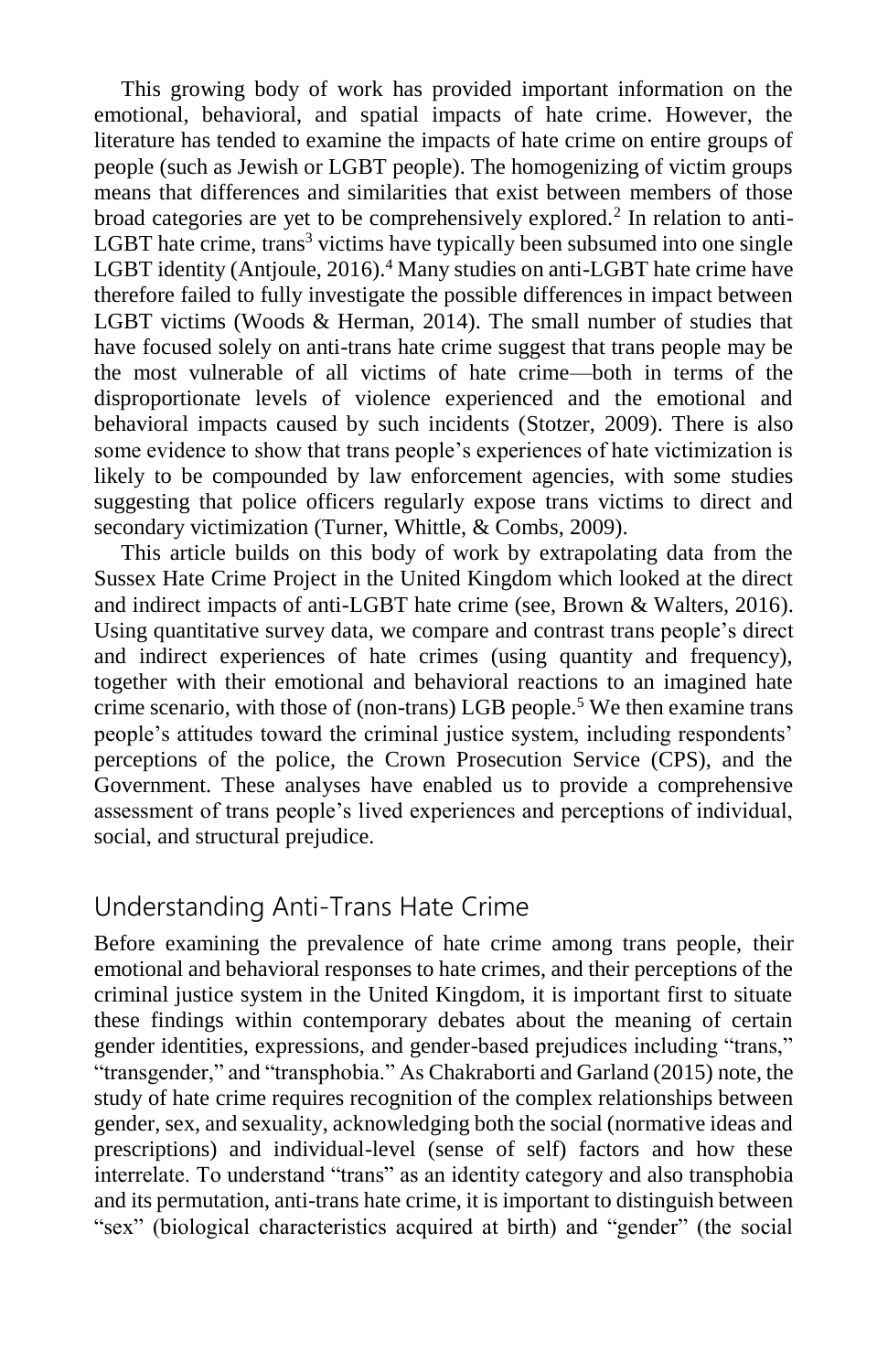This growing body of work has provided important information on the emotional, behavioral, and spatial impacts of hate crime. However, the literature has tended to examine the impacts of hate crime on entire groups of people (such as Jewish or LGBT people). The homogenizing of victim groups means that differences and similarities that exist between members of those broad categories are yet to be comprehensively explored.[2] In relation to anti-LGBT hate crime, trans[3] victims have typically been subsumed into one single LGBT identity (Antjoule, 2016).[4] Many studies on anti-LGBT hate crime have therefore failed to fully investigate the possible differences in impact between LGBT victims (Woods & Herman, 2014). The small number of studies that have focused solely on anti-trans hate crime suggest that trans people may be the most vulnerable of all victims of hate crime—both in terms of the disproportionate levels of violence experienced and the emotional and behavioral impacts caused by such incidents (Stotzer, 2009). There is also some evidence to show that trans people's experiences of hate victimization is likely to be compounded by law enforcement agencies, with some studies suggesting that police officers regularly expose trans victims to direct and secondary victimization (Turner, Whittle, & Combs, 2009).

This article builds on this body of work by extrapolating data from the Sussex Hate Crime Project in the United Kingdom which looked at the direct and indirect impacts of anti-LGBT hate crime (see, Brown & Walters, 2016). Using quantitative survey data, we compare and contrast trans people's direct and indirect experiences of hate crimes (using quantity and frequency), together with their emotional and behavioral reactions to an imagined hate crime scenario, with those of (non-trans) LGB people.[5] We then examine trans people's attitudes toward the criminal justice system, including respondents' perceptions of the police, the Crown Prosecution Service (CPS), and the Government. These analyses have enabled us to provide a comprehensive assessment of trans people's lived experiences and perceptions of individual, social, and structural prejudice.

## Understanding Anti-Trans Hate Crime

Before examining the prevalence of hate crime among trans people, their emotional and behavioral responses to hate crimes, and their perceptions of the criminal justice system in the United Kingdom, it is important first to situate these findings within contemporary debates about the meaning of certain gender identities, expressions, and gender-based prejudices including "trans," "transgender," and "transphobia." As Chakraborti and Garland (2015) note, the study of hate crime requires recognition of the complex relationships between gender, sex, and sexuality, acknowledging both the social (normative ideas and prescriptions) and individual-level (sense of self) factors and how these interrelate. To understand "trans" as an identity category and also transphobia and its permutation, anti-trans hate crime, it is important to distinguish between "sex" (biological characteristics acquired at birth) and "gender" (the social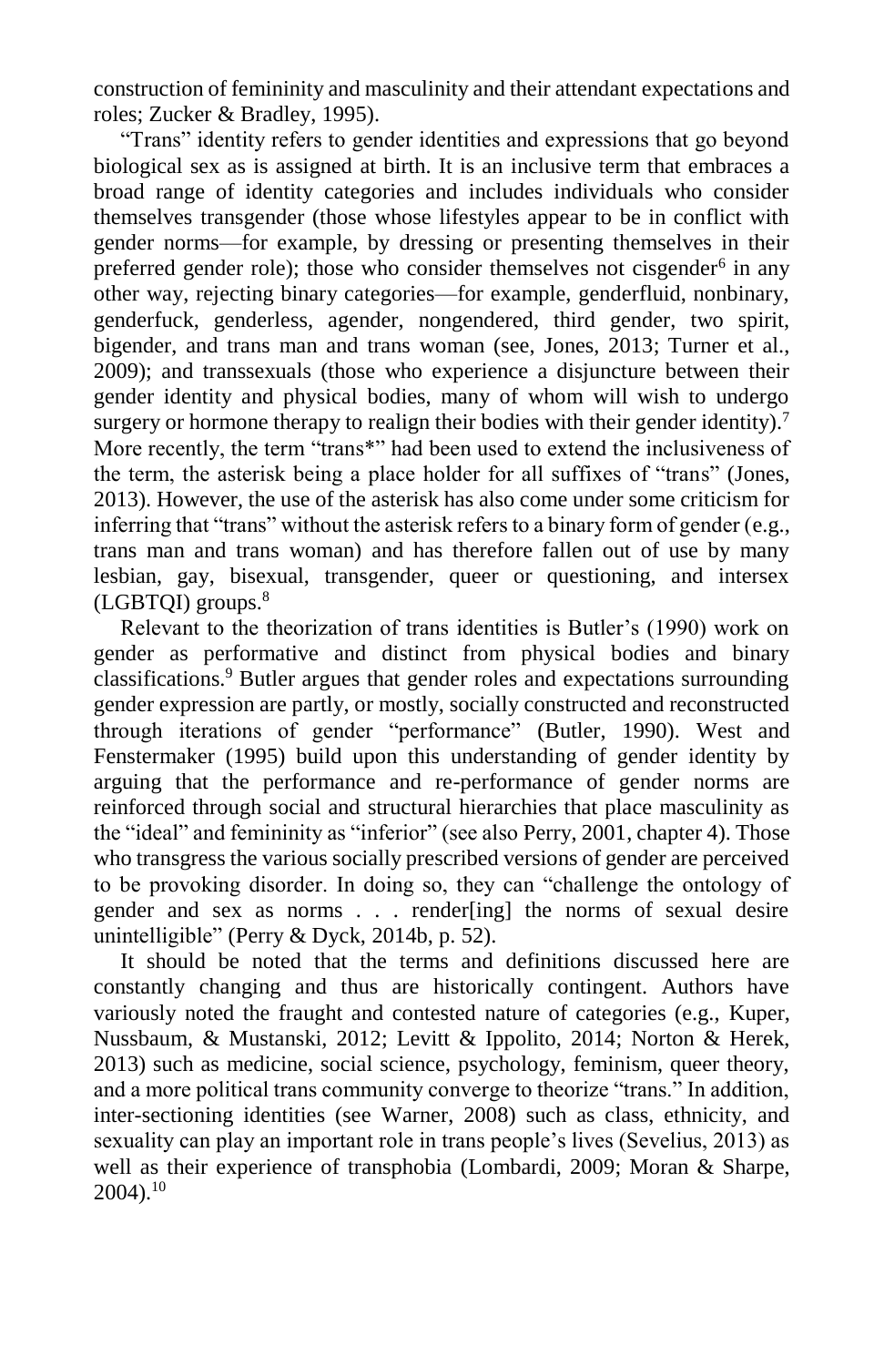construction of femininity and masculinity and their attendant expectations and roles; Zucker & Bradley, 1995).

"Trans" identity refers to gender identities and expressions that go beyond biological sex as is assigned at birth. It is an inclusive term that embraces a broad range of identity categories and includes individuals who consider themselves transgender (those whose lifestyles appear to be in conflict with gender norms—for example, by dressing or presenting themselves in their preferred gender role); those who consider themselves not cisgender[6] in any other way, rejecting binary categories—for example, genderfluid, nonbinary, genderfuck, genderless, agender, nongendered, third gender, two spirit, bigender, and trans man and trans woman (see, Jones, 2013; Turner et al., 2009); and transsexuals (those who experience a disjuncture between their gender identity and physical bodies, many of whom will wish to undergo surgery or hormone therapy to realign their bodies with their gender identity).[7] More recently, the term "trans*" had been used to extend the inclusiveness of the term, the asterisk being a place holder for all suffixes of "trans" (Jones, 2013). However, the use of the asterisk has also come under some criticism for inferring that "trans" without the asterisk refers to a binary form of gender (e.g., trans man and trans woman) and has therefore fallen out of use by many lesbian, gay, bisexual, transgender, queer or questioning, and intersex (LGBTQI) groups.[8]

Relevant to the theorization of trans identities is Butler's (1990) work on gender as performative and distinct from physical bodies and binary classifications.[9] Butler argues that gender roles and expectations surrounding gender expression are partly, or mostly, socially constructed and reconstructed through iterations of gender "performance" (Butler, 1990). West and Fenstermaker (1995) build upon this understanding of gender identity by arguing that the performance and re-performance of gender norms are reinforced through social and structural hierarchies that place masculinity as the "ideal" and femininity as "inferior" (see also Perry, 2001, chapter 4). Those who transgress the various socially prescribed versions of gender are perceived to be provoking disorder. In doing so, they can "challenge the ontology of gender and sex as norms . . . render[ing] the norms of sexual desire unintelligible" (Perry & Dyck, 2014b, p. 52).

It should be noted that the terms and definitions discussed here are constantly changing and thus are historically contingent. Authors have variously noted the fraught and contested nature of categories (e.g., Kuper, Nussbaum, & Mustanski, 2012; Levitt & Ippolito, 2014; Norton & Herek, 2013) such as medicine, social science, psychology, feminism, queer theory, and a more political trans community converge to theorize "trans." In addition, inter-sectioning identities (see Warner, 2008) such as class, ethnicity, and sexuality can play an important role in trans people's lives (Sevelius, 2013) as well as their experience of transphobia (Lombardi, 2009; Moran & Sharpe, 2004).[10]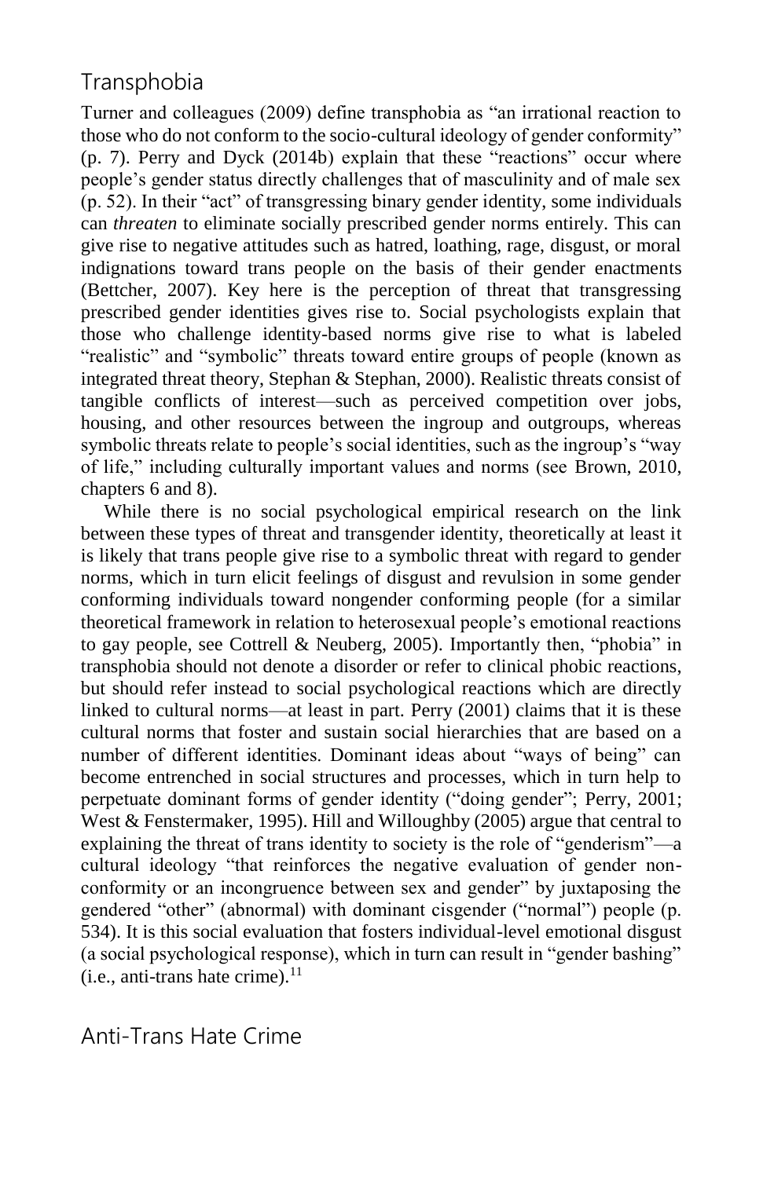## Transphobia

Turner and colleagues (2009) define transphobia as “an irrational reaction to those who do not conform to the socio-cultural ideology of gender conformity” (p. 7). Perry and Dyck (2014b) explain that these “reactions” occur where people’s gender status directly challenges that of masculinity and of male sex (p. 52). In their “act” of transgressing binary gender identity, some individuals can *threaten* to eliminate socially prescribed gender norms entirely. This can give rise to negative attitudes such as hatred, loathing, rage, disgust, or moral indignations toward trans people on the basis of their gender enactments (Bettcher, 2007). Key here is the perception of threat that transgressing prescribed gender identities gives rise to. Social psychologists explain that those who challenge identity-based norms give rise to what is labeled “realistic” and “symbolic” threats toward entire groups of people (known as integrated threat theory, Stephan & Stephan, 2000). Realistic threats consist of tangible conflicts of interest—such as perceived competition over jobs, housing, and other resources between the ingroup and outgroups, whereas symbolic threats relate to people’s social identities, such as the ingroup’s “way of life,” including culturally important values and norms (see Brown, 2010, chapters 6 and 8).

While there is no social psychological empirical research on the link between these types of threat and transgender identity, theoretically at least it is likely that trans people give rise to a symbolic threat with regard to gender norms, which in turn elicit feelings of disgust and revulsion in some gender conforming individuals toward nongender conforming people (for a similar theoretical framework in relation to heterosexual people’s emotional reactions to gay people, see Cottrell & Neuberg, 2005). Importantly then, “phobia” in transphobia should not denote a disorder or refer to clinical phobic reactions, but should refer instead to social psychological reactions which are directly linked to cultural norms—at least in part. Perry (2001) claims that it is these cultural norms that foster and sustain social hierarchies that are based on a number of different identities. Dominant ideas about “ways of being” can become entrenched in social structures and processes, which in turn help to perpetuate dominant forms of gender identity (“doing gender”; Perry, 2001; West & Fenstermaker, 1995). Hill and Willoughby (2005) argue that central to explaining the threat of trans identity to society is the role of “genderism”—a cultural ideology “that reinforces the negative evaluation of gender non-conformity or an incongruence between sex and gender” by juxtaposing the gendered “other” (abnormal) with dominant cisgender (“normal”) people (p. 534). It is this social evaluation that fosters individual-level emotional disgust (a social psychological response), which in turn can result in “gender bashing” (i.e., anti-trans hate crime).[11]

## Anti-Trans Hate Crime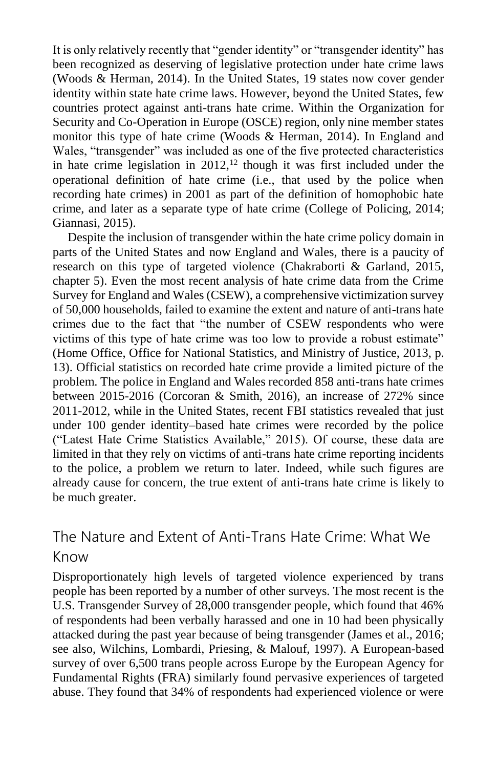It is only relatively recently that "gender identity" or "transgender identity" has been recognized as deserving of legislative protection under hate crime laws (Woods & Herman, 2014). In the United States, 19 states now cover gender identity within state hate crime laws. However, beyond the United States, few countries protect against anti-trans hate crime. Within the Organization for Security and Co-Operation in Europe (OSCE) region, only nine member states monitor this type of hate crime (Woods & Herman, 2014). In England and Wales, "transgender" was included as one of the five protected characteristics in hate crime legislation in 2012,[12] though it was first included under the operational definition of hate crime (i.e., that used by the police when recording hate crimes) in 2001 as part of the definition of homophobic hate crime, and later as a separate type of hate crime (College of Policing, 2014; Giannasi, 2015).

Despite the inclusion of transgender within the hate crime policy domain in parts of the United States and now England and Wales, there is a paucity of research on this type of targeted violence (Chakraborti & Garland, 2015, chapter 5). Even the most recent analysis of hate crime data from the Crime Survey for England and Wales (CSEW), a comprehensive victimization survey of 50,000 households, failed to examine the extent and nature of anti-trans hate crimes due to the fact that "the number of CSEW respondents who were victims of this type of hate crime was too low to provide a robust estimate" (Home Office, Office for National Statistics, and Ministry of Justice, 2013, p. 13). Official statistics on recorded hate crime provide a limited picture of the problem. The police in England and Wales recorded 858 anti-trans hate crimes between 2015-2016 (Corcoran & Smith, 2016), an increase of 272% since 2011-2012, while in the United States, recent FBI statistics revealed that just under 100 gender identity–based hate crimes were recorded by the police ("Latest Hate Crime Statistics Available," 2015). Of course, these data are limited in that they rely on victims of anti-trans hate crime reporting incidents to the police, a problem we return to later. Indeed, while such figures are already cause for concern, the true extent of anti-trans hate crime is likely to be much greater.

## The Nature and Extent of Anti-Trans Hate Crime: What We Know

Disproportionately high levels of targeted violence experienced by trans people has been reported by a number of other surveys. The most recent is the U.S. Transgender Survey of 28,000 transgender people, which found that 46% of respondents had been verbally harassed and one in 10 had been physically attacked during the past year because of being transgender (James et al., 2016; see also, Wilchins, Lombardi, Priesing, & Malouf, 1997). A European-based survey of over 6,500 trans people across Europe by the European Agency for Fundamental Rights (FRA) similarly found pervasive experiences of targeted abuse. They found that 34% of respondents had experienced violence or were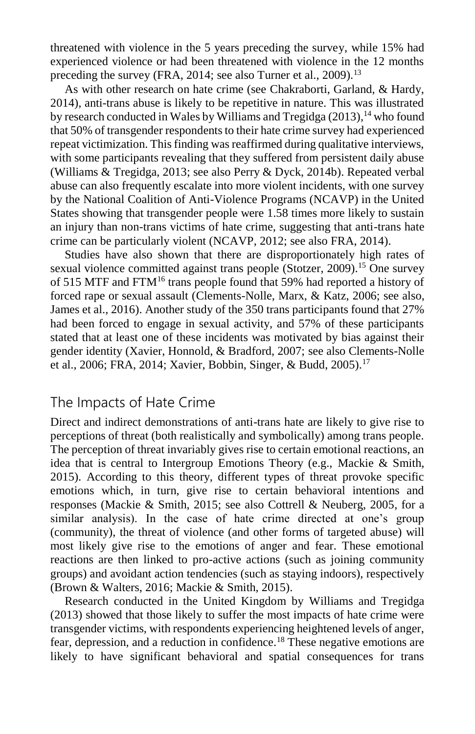threatened with violence in the 5 years preceding the survey, while 15% had experienced violence or had been threatened with violence in the 12 months preceding the survey (FRA, 2014; see also Turner et al., 2009).[13]

As with other research on hate crime (see Chakraborti, Garland, & Hardy, 2014), anti-trans abuse is likely to be repetitive in nature. This was illustrated by research conducted in Wales by Williams and Tregidga (2013),[14] who found that 50% of transgender respondents to their hate crime survey had experienced repeat victimization. This finding was reaffirmed during qualitative interviews, with some participants revealing that they suffered from persistent daily abuse (Williams & Tregidga, 2013; see also Perry & Dyck, 2014b). Repeated verbal abuse can also frequently escalate into more violent incidents, with one survey by the National Coalition of Anti-Violence Programs (NCAVP) in the United States showing that transgender people were 1.58 times more likely to sustain an injury than non-trans victims of hate crime, suggesting that anti-trans hate crime can be particularly violent (NCAVP, 2012; see also FRA, 2014).

Studies have also shown that there are disproportionately high rates of sexual violence committed against trans people (Stotzer, 2009).[15] One survey of 515 MTF and FTM[16] trans people found that 59% had reported a history of forced rape or sexual assault (Clements-Nolle, Marx, & Katz, 2006; see also, James et al., 2016). Another study of the 350 trans participants found that 27% had been forced to engage in sexual activity, and 57% of these participants stated that at least one of these incidents was motivated by bias against their gender identity (Xavier, Honnold, & Bradford, 2007; see also Clements-Nolle et al., 2006; FRA, 2014; Xavier, Bobbin, Singer, & Budd, 2005).[17]

## The Impacts of Hate Crime

Direct and indirect demonstrations of anti-trans hate are likely to give rise to perceptions of threat (both realistically and symbolically) among trans people. The perception of threat invariably gives rise to certain emotional reactions, an idea that is central to Intergroup Emotions Theory (e.g., Mackie & Smith, 2015). According to this theory, different types of threat provoke specific emotions which, in turn, give rise to certain behavioral intentions and responses (Mackie & Smith, 2015; see also Cottrell & Neuberg, 2005, for a similar analysis). In the case of hate crime directed at one's group (community), the threat of violence (and other forms of targeted abuse) will most likely give rise to the emotions of anger and fear. These emotional reactions are then linked to pro-active actions (such as joining community groups) and avoidant action tendencies (such as staying indoors), respectively (Brown & Walters, 2016; Mackie & Smith, 2015).

Research conducted in the United Kingdom by Williams and Tregidga (2013) showed that those likely to suffer the most impacts of hate crime were transgender victims, with respondents experiencing heightened levels of anger, fear, depression, and a reduction in confidence.[18] These negative emotions are likely to have significant behavioral and spatial consequences for trans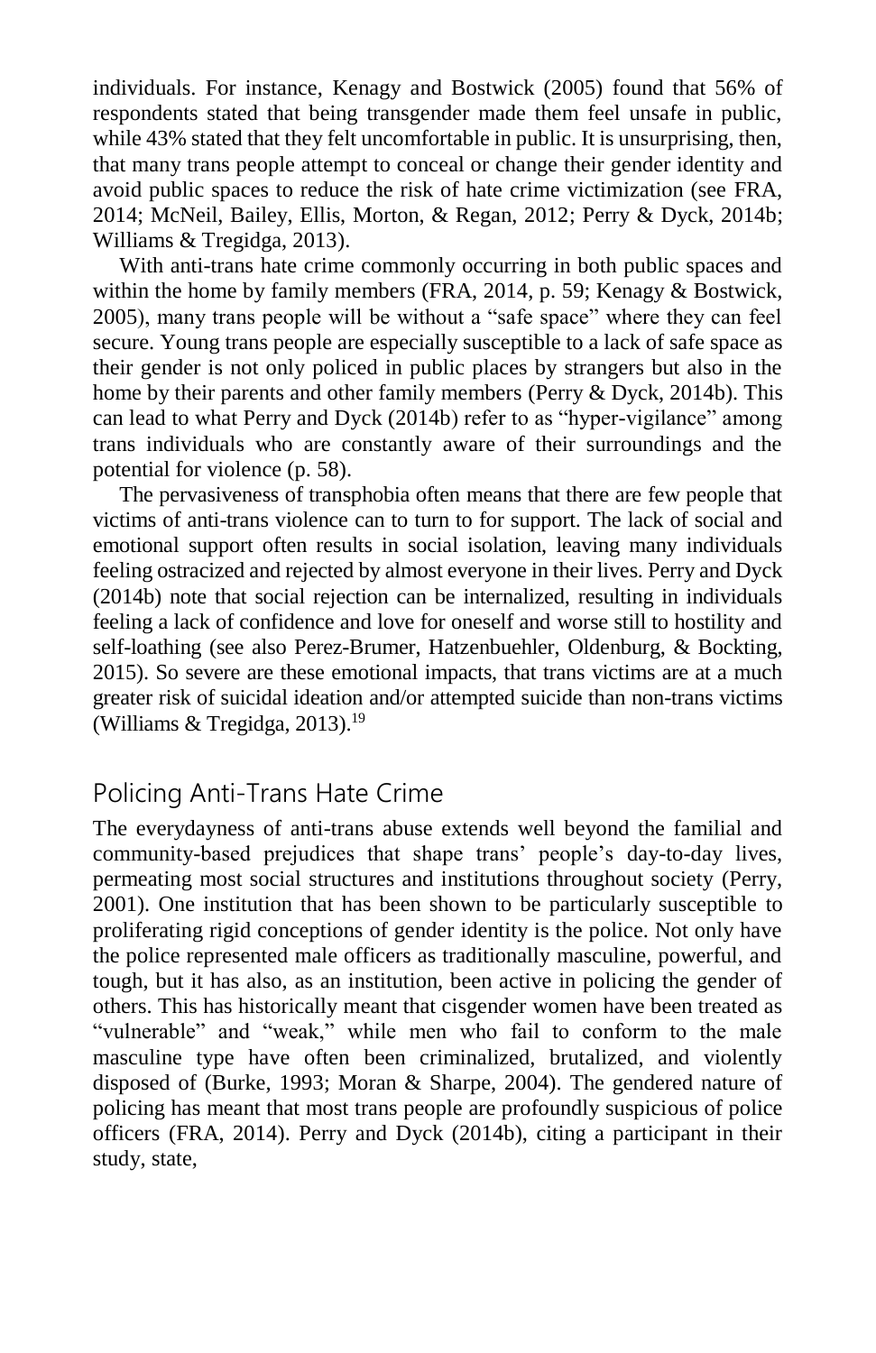individuals. For instance, Kenagy and Bostwick (2005) found that 56% of respondents stated that being transgender made them feel unsafe in public, while 43% stated that they felt uncomfortable in public. It is unsurprising, then, that many trans people attempt to conceal or change their gender identity and avoid public spaces to reduce the risk of hate crime victimization (see FRA, 2014; McNeil, Bailey, Ellis, Morton, & Regan, 2012; Perry & Dyck, 2014b; Williams & Tregidga, 2013).

With anti-trans hate crime commonly occurring in both public spaces and within the home by family members (FRA, 2014, p. 59; Kenagy & Bostwick, 2005), many trans people will be without a "safe space" where they can feel secure. Young trans people are especially susceptible to a lack of safe space as their gender is not only policed in public places by strangers but also in the home by their parents and other family members (Perry & Dyck, 2014b). This can lead to what Perry and Dyck (2014b) refer to as "hyper-vigilance" among trans individuals who are constantly aware of their surroundings and the potential for violence (p. 58).

The pervasiveness of transphobia often means that there are few people that victims of anti-trans violence can to turn to for support. The lack of social and emotional support often results in social isolation, leaving many individuals feeling ostracized and rejected by almost everyone in their lives. Perry and Dyck (2014b) note that social rejection can be internalized, resulting in individuals feeling a lack of confidence and love for oneself and worse still to hostility and self-loathing (see also Perez-Brumer, Hatzenbuehler, Oldenburg, & Bockting, 2015). So severe are these emotional impacts, that trans victims are at a much greater risk of suicidal ideation and/or attempted suicide than non-trans victims (Williams & Tregidga, 2013).[19]

## Policing Anti-Trans Hate Crime

The everydayness of anti-trans abuse extends well beyond the familial and community-based prejudices that shape trans' people's day-to-day lives, permeating most social structures and institutions throughout society (Perry, 2001). One institution that has been shown to be particularly susceptible to proliferating rigid conceptions of gender identity is the police. Not only have the police represented male officers as traditionally masculine, powerful, and tough, but it has also, as an institution, been active in policing the gender of others. This has historically meant that cisgender women have been treated as "vulnerable" and "weak," while men who fail to conform to the male masculine type have often been criminalized, brutalized, and violently disposed of (Burke, 1993; Moran & Sharpe, 2004). The gendered nature of policing has meant that most trans people are profoundly suspicious of police officers (FRA, 2014). Perry and Dyck (2014b), citing a participant in their study, state,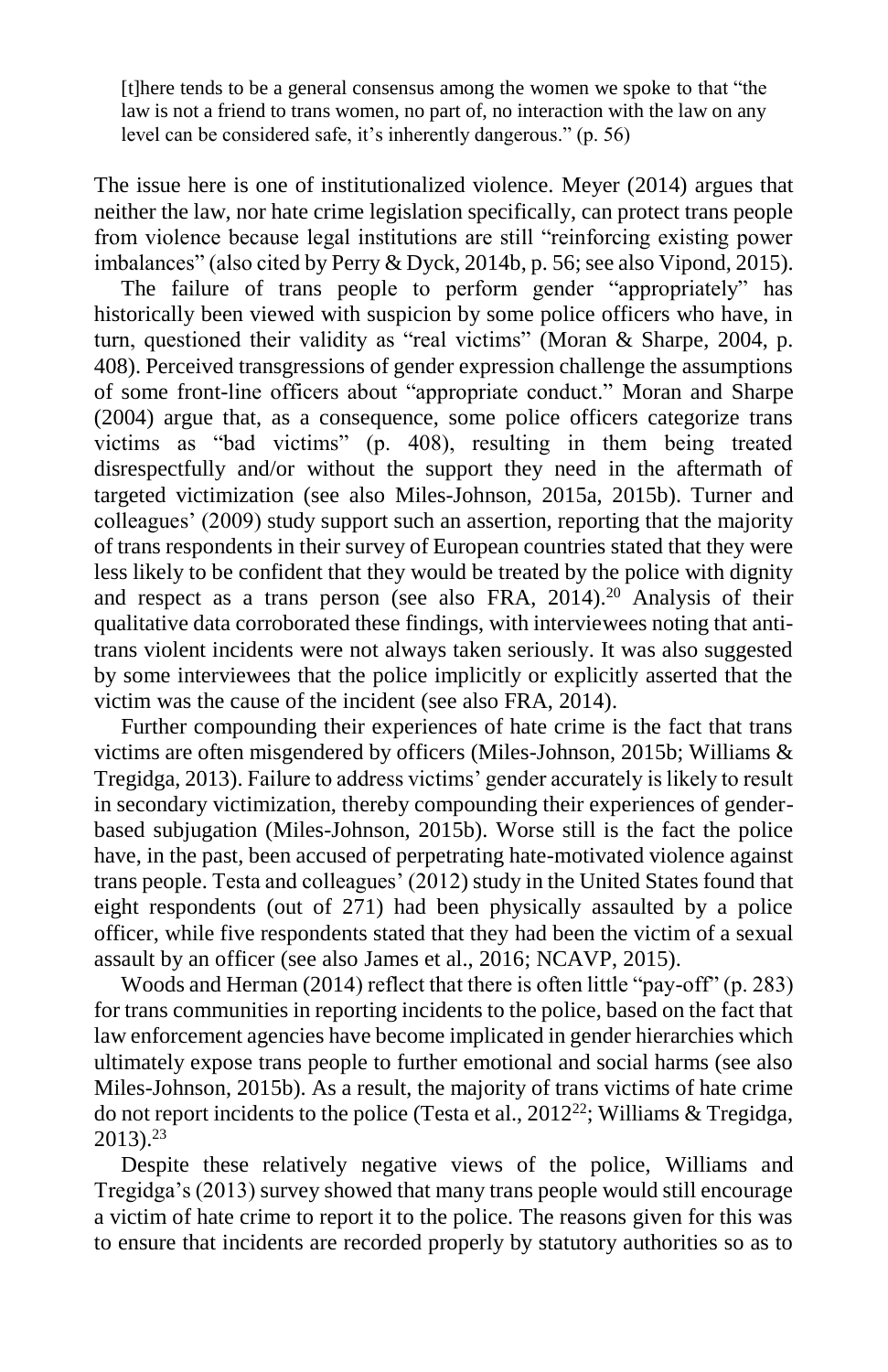> [t]here tends to be a general consensus among the women we spoke to that "the law is not a friend to trans women, no part of, no interaction with the law on any level can be considered safe, it's inherently dangerous." (p. 56)

The issue here is one of institutionalized violence. Meyer (2014) argues that neither the law, nor hate crime legislation specifically, can protect trans people from violence because legal institutions are still "reinforcing existing power imbalances" (also cited by Perry & Dyck, 2014b, p. 56; see also Vipond, 2015).

The failure of trans people to perform gender "appropriately" has historically been viewed with suspicion by some police officers who have, in turn, questioned their validity as "real victims" (Moran & Sharpe, 2004, p. 408). Perceived transgressions of gender expression challenge the assumptions of some front-line officers about "appropriate conduct." Moran and Sharpe (2004) argue that, as a consequence, some police officers categorize trans victims as "bad victims" (p. 408), resulting in them being treated disrespectfully and/or without the support they need in the aftermath of targeted victimization (see also Miles-Johnson, 2015a, 2015b). Turner and colleagues' (2009) study support such an assertion, reporting that the majority of trans respondents in their survey of European countries stated that they were less likely to be confident that they would be treated by the police with dignity and respect as a trans person (see also FRA, 2014).[20] Analysis of their qualitative data corroborated these findings, with interviewees noting that anti-trans violent incidents were not always taken seriously. It was also suggested by some interviewees that the police implicitly or explicitly asserted that the victim was the cause of the incident (see also FRA, 2014).

Further compounding their experiences of hate crime is the fact that trans victims are often misgendered by officers (Miles-Johnson, 2015b; Williams & Tregidga, 2013). Failure to address victims' gender accurately is likely to result in secondary victimization, thereby compounding their experiences of gender-based subjugation (Miles-Johnson, 2015b). Worse still is the fact the police have, in the past, been accused of perpetrating hate-motivated violence against trans people. Testa and colleagues' (2012) study in the United States found that eight respondents (out of 271) had been physically assaulted by a police officer, while five respondents stated that they had been the victim of a sexual assault by an officer (see also James et al., 2016; NCAVP, 2015).

Woods and Herman (2014) reflect that there is often little "pay-off" (p. 283) for trans communities in reporting incidents to the police, based on the fact that law enforcement agencies have become implicated in gender hierarchies which ultimately expose trans people to further emotional and social harms (see also Miles-Johnson, 2015b). As a result, the majority of trans victims of hate crime do not report incidents to the police (Testa et al., 2012[22]; Williams & Tregidga, 2013).[23]

Despite these relatively negative views of the police, Williams and Tregidga's (2013) survey showed that many trans people would still encourage a victim of hate crime to report it to the police. The reasons given for this was to ensure that incidents are recorded properly by statutory authorities so as to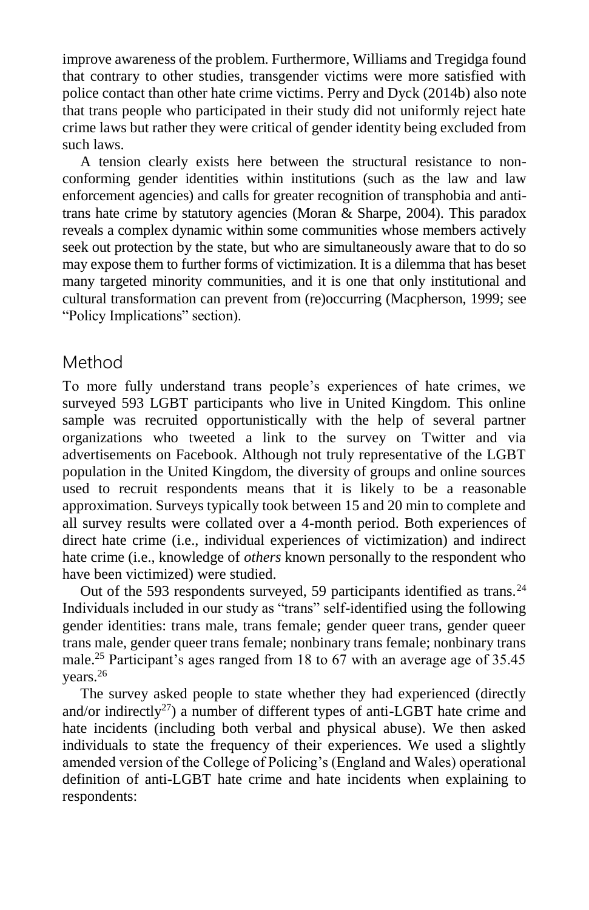improve awareness of the problem. Furthermore, Williams and Tregidga found that contrary to other studies, transgender victims were more satisfied with police contact than other hate crime victims. Perry and Dyck (2014b) also note that trans people who participated in their study did not uniformly reject hate crime laws but rather they were critical of gender identity being excluded from such laws.

A tension clearly exists here between the structural resistance to non-conforming gender identities within institutions (such as the law and law enforcement agencies) and calls for greater recognition of transphobia and anti-trans hate crime by statutory agencies (Moran & Sharpe, 2004). This paradox reveals a complex dynamic within some communities whose members actively seek out protection by the state, but who are simultaneously aware that to do so may expose them to further forms of victimization. It is a dilemma that has beset many targeted minority communities, and it is one that only institutional and cultural transformation can prevent from (re)occurring (Macpherson, 1999; see "Policy Implications" section).

## Method

To more fully understand trans people's experiences of hate crimes, we surveyed 593 LGBT participants who live in United Kingdom. This online sample was recruited opportunistically with the help of several partner organizations who tweeted a link to the survey on Twitter and via advertisements on Facebook. Although not truly representative of the LGBT population in the United Kingdom, the diversity of groups and online sources used to recruit respondents means that it is likely to be a reasonable approximation. Surveys typically took between 15 and 20 min to complete and all survey results were collated over a 4-month period. Both experiences of direct hate crime (i.e., individual experiences of victimization) and indirect hate crime (i.e., knowledge of *others* known personally to the respondent who have been victimized) were studied.

Out of the 593 respondents surveyed, 59 participants identified as trans.[24] Individuals included in our study as "trans" self-identified using the following gender identities: trans male, trans female; gender queer trans, gender queer trans male, gender queer trans female; nonbinary trans female; nonbinary trans male.[25] Participant's ages ranged from 18 to 67 with an average age of 35.45 years.[26]

The survey asked people to state whether they had experienced (directly and/or indirectly[27]) a number of different types of anti-LGBT hate crime and hate incidents (including both verbal and physical abuse). We then asked individuals to state the frequency of their experiences. We used a slightly amended version of the College of Policing's (England and Wales) operational definition of anti-LGBT hate crime and hate incidents when explaining to respondents: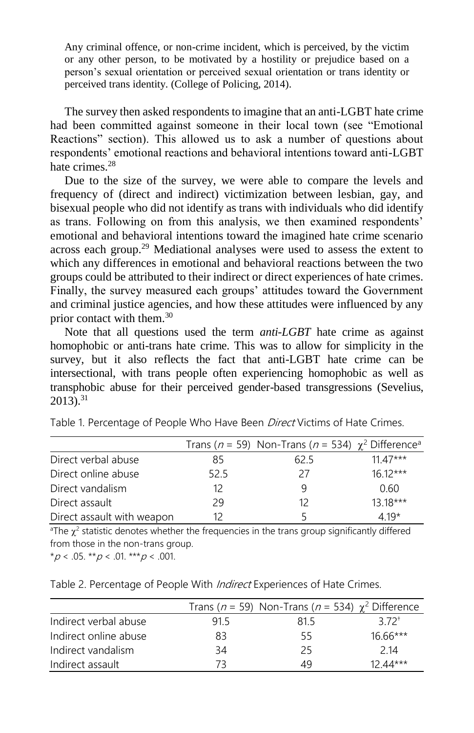> Any criminal offence, or non-crime incident, which is perceived, by the victim or any other person, to be motivated by a hostility or prejudice based on a person's sexual orientation or perceived sexual orientation or trans identity or perceived trans identity. (College of Policing, 2014).

The survey then asked respondents to imagine that an anti-LGBT hate crime had been committed against someone in their local town (see "Emotional Reactions" section). This allowed us to ask a number of questions about respondents' emotional reactions and behavioral intentions toward anti-LGBT hate crimes.[28]

Due to the size of the survey, we were able to compare the levels and frequency of (direct and indirect) victimization between lesbian, gay, and bisexual people who did not identify as trans with individuals who did identify as trans. Following on from this analysis, we then examined respondents' emotional and behavioral intentions toward the imagined hate crime scenario across each group.[29] Mediational analyses were used to assess the extent to which any differences in emotional and behavioral reactions between the two groups could be attributed to their indirect or direct experiences of hate crimes. Finally, the survey measured each groups' attitudes toward the Government and criminal justice agencies, and how these attitudes were influenced by any prior contact with them.[30]

Note that all questions used the term *anti-LGBT* hate crime as against homophobic or anti-trans hate crime. This was to allow for simplicity in the survey, but it also reflects the fact that anti-LGBT hate crime can be intersectional, with trans people often experiencing homophobic as well as transphobic abuse for their perceived gender-based transgressions (Sevelius, 2013).[31]

Table 1. Percentage of People Who Have Been *Direct* Victims of Hate Crimes.

| | Trans ($n$ = 59) | Non-Trans ($n$ = 534) | $\chi^2$ Difference[a] |
|---|---|---|---|
| Direct verbal abuse | 85 | 62.5 | 11.47*** |
| Direct online abuse | 52.5 | 27 | 16.12*** |
| Direct vandalism | 12 | 9 | 0.60 |
| Direct assault | 29 | 12 | 13.18*** |
| Direct assault with weapon | 12 | 5 | 4.19* |

[a]The $\chi^2$ statistic denotes whether the frequencies in the trans group significantly differed from those in the non-trans group.
*$p$ < .05. **$p$ < .01. ***$p$ < .001.

Table 2. Percentage of People With *Indirect* Experiences of Hate Crimes.

| | Trans ($n$ = 59) | Non-Trans ($n$ = 534) | $\chi^2$ Difference |
|---|---|---|---|
| Indirect verbal abuse | 91.5 | 81.5 | 3.72[†] |
| Indirect online abuse | 83 | 55 | 16.66*** |
| Indirect vandalism | 34 | 25 | 2.14 |
| Indirect assault | 73 | 49 | 12.44*** |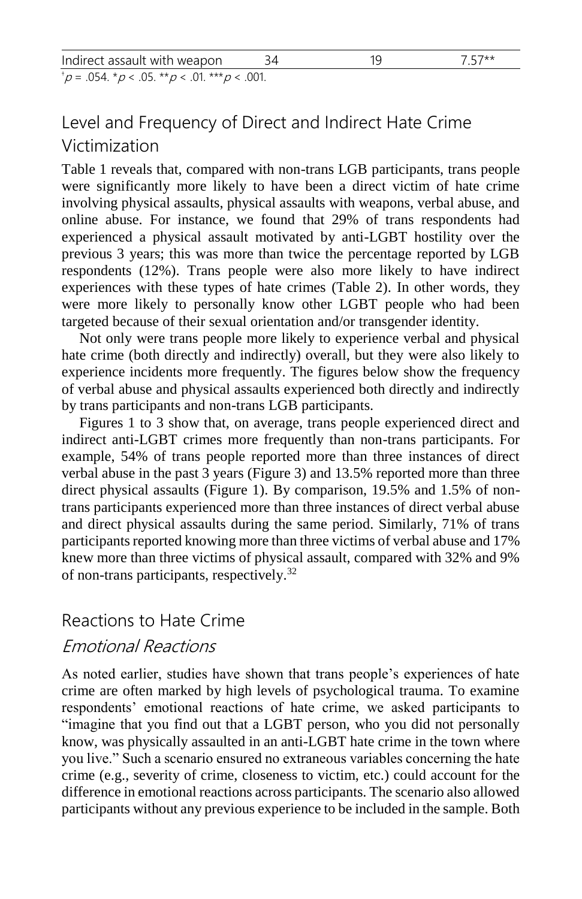| Indirect assault with weapon | 34 | 19 | 7.57** |
|---|---|---|---|

$^{+}p$ = .054. *$p$ < .05. **$p$ < .01. ***$p$ < .001.

## Level and Frequency of Direct and Indirect Hate Crime Victimization

Table 1 reveals that, compared with non-trans LGB participants, trans people were significantly more likely to have been a direct victim of hate crime involving physical assaults, physical assaults with weapons, verbal abuse, and online abuse. For instance, we found that 29% of trans respondents had experienced a physical assault motivated by anti-LGBT hostility over the previous 3 years; this was more than twice the percentage reported by LGB respondents (12%). Trans people were also more likely to have indirect experiences with these types of hate crimes (Table 2). In other words, they were more likely to personally know other LGBT people who had been targeted because of their sexual orientation and/or transgender identity.

Not only were trans people more likely to experience verbal and physical hate crime (both directly and indirectly) overall, but they were also likely to experience incidents more frequently. The figures below show the frequency of verbal abuse and physical assaults experienced both directly and indirectly by trans participants and non-trans LGB participants.

Figures 1 to 3 show that, on average, trans people experienced direct and indirect anti-LGBT crimes more frequently than non-trans participants. For example, 54% of trans people reported more than three instances of direct verbal abuse in the past 3 years (Figure 3) and 13.5% reported more than three direct physical assaults (Figure 1). By comparison, 19.5% and 1.5% of non-trans participants experienced more than three instances of direct verbal abuse and direct physical assaults during the same period. Similarly, 71% of trans participants reported knowing more than three victims of verbal abuse and 17% knew more than three victims of physical assault, compared with 32% and 9% of non-trans participants, respectively.[32]

## Reactions to Hate Crime

### *Emotional Reactions*

As noted earlier, studies have shown that trans people's experiences of hate crime are often marked by high levels of psychological trauma. To examine respondents' emotional reactions of hate crime, we asked participants to "imagine that you find out that a LGBT person, who you did not personally know, was physically assaulted in an anti-LGBT hate crime in the town where you live." Such a scenario ensured no extraneous variables concerning the hate crime (e.g., severity of crime, closeness to victim, etc.) could account for the difference in emotional reactions across participants. The scenario also allowed participants without any previous experience to be included in the sample. Both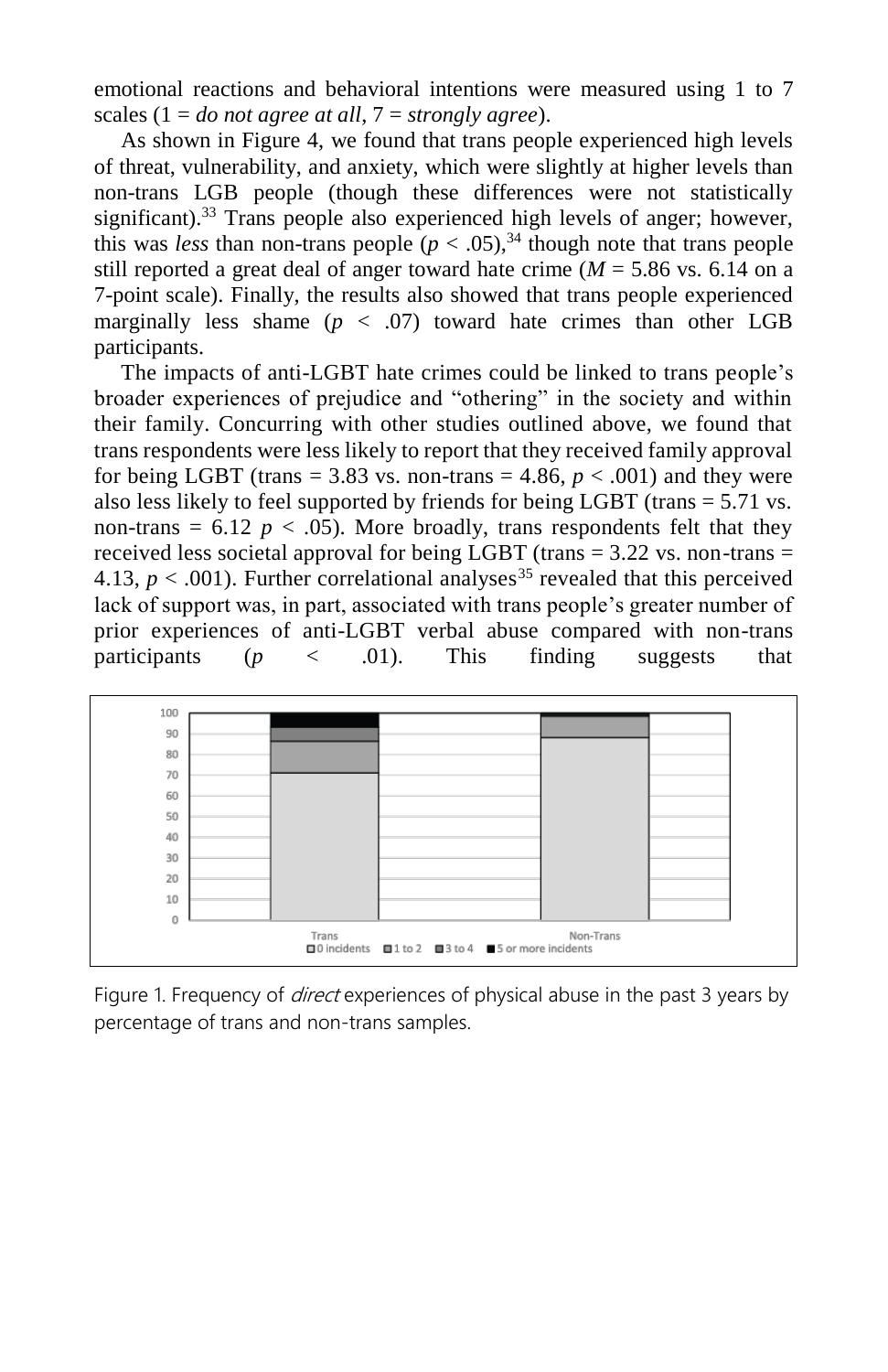emotional reactions and behavioral intentions were measured using 1 to 7 scales (1 = *do not agree at all*, 7 = *strongly agree*).

As shown in Figure 4, we found that trans people experienced high levels of threat, vulnerability, and anxiety, which were slightly at higher levels than non-trans LGB people (though these differences were not statistically significant).[33] Trans people also experienced high levels of anger; however, this was *less* than non-trans people ($p < .05$),[34] though note that trans people still reported a great deal of anger toward hate crime ($M = 5.86$ vs. 6.14 on a 7-point scale). Finally, the results also showed that trans people experienced marginally less shame ($p < .07$) toward hate crimes than other LGB participants.

The impacts of anti-LGBT hate crimes could be linked to trans people's broader experiences of prejudice and "othering" in the society and within their family. Concurring with other studies outlined above, we found that trans respondents were less likely to report that they received family approval for being LGBT (trans = 3.83 vs. non-trans = 4.86, $p < .001$) and they were also less likely to feel supported by friends for being LGBT (trans = 5.71 vs. non-trans = 6.12 $p < .05$). More broadly, trans respondents felt that they received less societal approval for being LGBT (trans = 3.22 vs. non-trans = 4.13, $p < .001$). Further correlational analyses[35] revealed that this perceived lack of support was, in part, associated with trans people's greater number of prior experiences of anti-LGBT verbal abuse compared with non-trans participants ($p < .01$). This finding suggests that

Figure 1. Frequency of *direct* experiences of physical abuse in the past 3 years by percentage of trans and non-trans samples.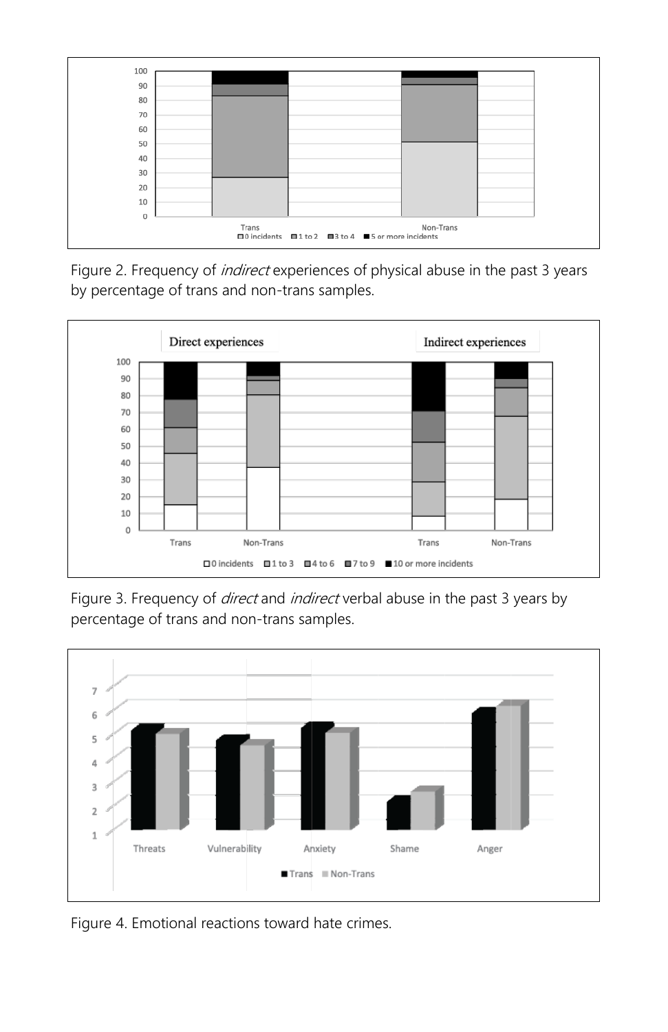Figure 2. Frequency of *indirect* experiences of physical abuse in the past 3 years by percentage of trans and non-trans samples.

Figure 3. Frequency of *direct* and *indirect* verbal abuse in the past 3 years by percentage of trans and non-trans samples.

Figure 4. Emotional reactions toward hate crimes.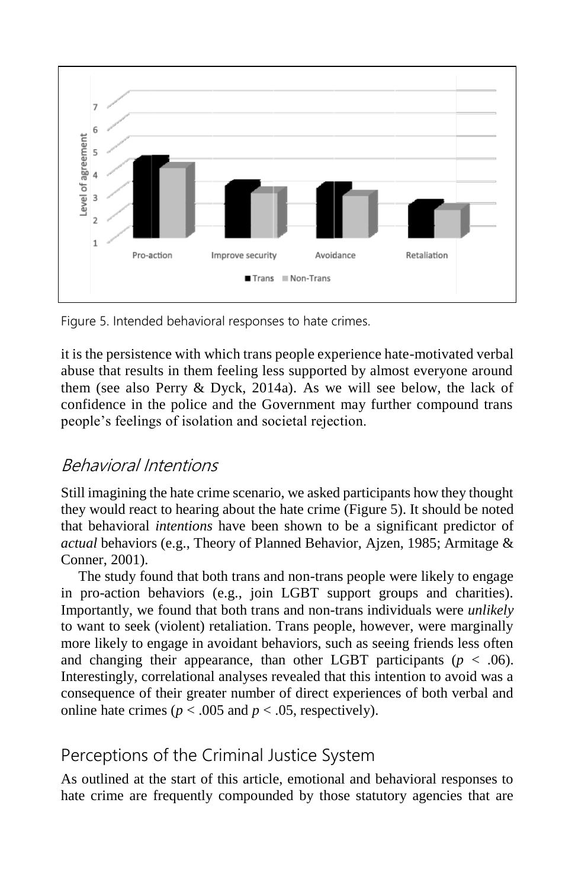Figure 5. Intended behavioral responses to hate crimes.

it is the persistence with which trans people experience hate-motivated verbal abuse that results in them feeling less supported by almost everyone around them (see also Perry & Dyck, 2014a). As we will see below, the lack of confidence in the police and the Government may further compound trans people's feelings of isolation and societal rejection.

## Behavioral Intentions

Still imagining the hate crime scenario, we asked participants how they thought they would react to hearing about the hate crime (Figure 5). It should be noted that behavioral *intentions* have been shown to be a significant predictor of *actual* behaviors (e.g., Theory of Planned Behavior, Ajzen, 1985; Armitage & Conner, 2001).

The study found that both trans and non-trans people were likely to engage in pro-action behaviors (e.g., join LGBT support groups and charities). Importantly, we found that both trans and non-trans individuals were *unlikely* to want to seek (violent) retaliation. Trans people, however, were marginally more likely to engage in avoidant behaviors, such as seeing friends less often and changing their appearance, than other LGBT participants ($p < .06$). Interestingly, correlational analyses revealed that this intention to avoid was a consequence of their greater number of direct experiences of both verbal and online hate crimes ($p < .005$ and $p < .05$, respectively).

## Perceptions of the Criminal Justice System

As outlined at the start of this article, emotional and behavioral responses to hate crime are frequently compounded by those statutory agencies that are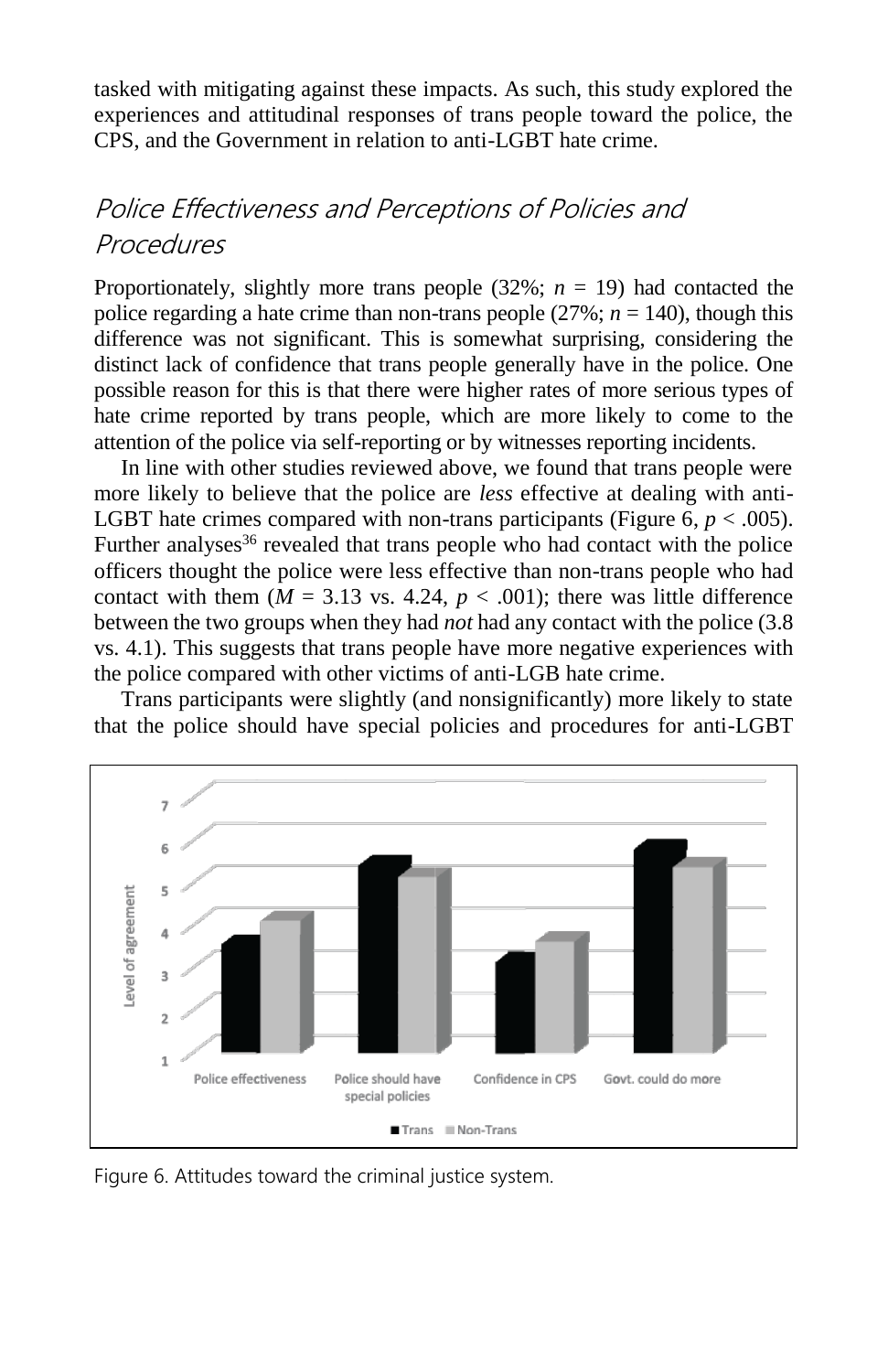tasked with mitigating against these impacts. As such, this study explored the experiences and attitudinal responses of trans people toward the police, the CPS, and the Government in relation to anti-LGBT hate crime.

## *Police Effectiveness and Perceptions of Policies and Procedures*

Proportionately, slightly more trans people (32%; $n = 19$) had contacted the police regarding a hate crime than non-trans people (27%; $n = 140$), though this difference was not significant. This is somewhat surprising, considering the distinct lack of confidence that trans people generally have in the police. One possible reason for this is that there were higher rates of more serious types of hate crime reported by trans people, which are more likely to come to the attention of the police via self-reporting or by witnesses reporting incidents.

In line with other studies reviewed above, we found that trans people were more likely to believe that the police are *less* effective at dealing with anti-LGBT hate crimes compared with non-trans participants (Figure 6, $p < .005$). Further analyses[36] revealed that trans people who had contact with the police officers thought the police were less effective than non-trans people who had contact with them ($M = 3.13$ vs. 4.24, $p < .001$); there was little difference between the two groups when they had *not* had any contact with the police (3.8 vs. 4.1). This suggests that trans people have more negative experiences with the police compared with other victims of anti-LGB hate crime.

Trans participants were slightly (and nonsignificantly) more likely to state that the police should have special policies and procedures for anti-LGBT

Figure 6. Attitudes toward the criminal justice system.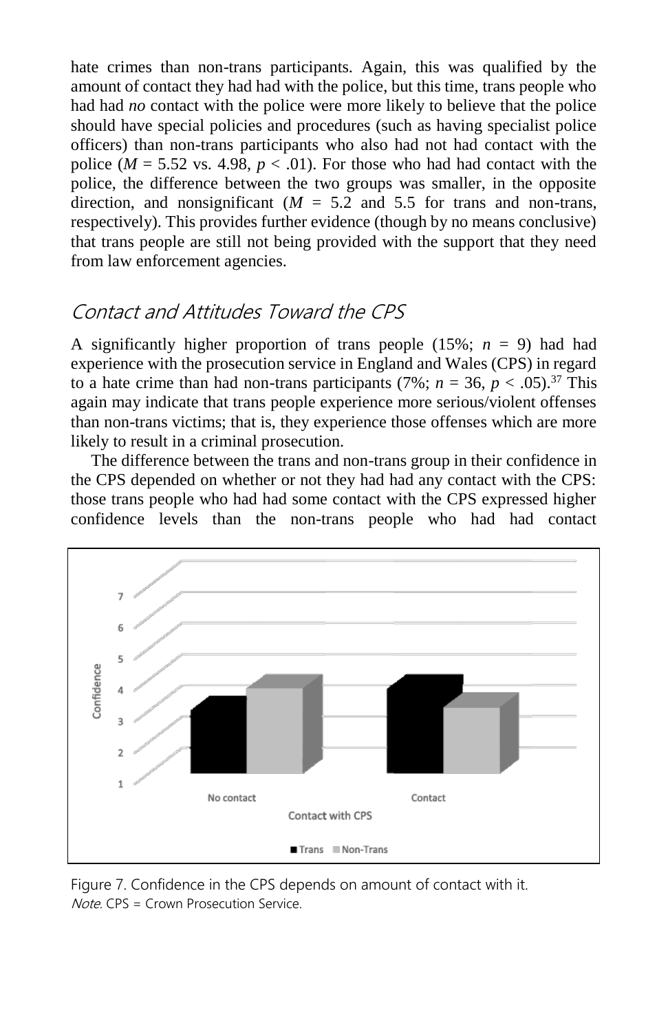hate crimes than non-trans participants. Again, this was qualified by the amount of contact they had had with the police, but this time, trans people who had had *no* contact with the police were more likely to believe that the police should have special policies and procedures (such as having specialist police officers) than non-trans participants who also had not had contact with the police ($M = 5.52$ vs. 4.98, $p < .01$). For those who had had contact with the police, the difference between the two groups was smaller, in the opposite direction, and nonsignificant ($M = 5.2$ and 5.5 for trans and non-trans, respectively). This provides further evidence (though by no means conclusive) that trans people are still not being provided with the support that they need from law enforcement agencies.

## Contact and Attitudes Toward the CPS

A significantly higher proportion of trans people (15%; $n = 9$) had had experience with the prosecution service in England and Wales (CPS) in regard to a hate crime than had non-trans participants (7%; $n = 36$, $p < .05$).[37] This again may indicate that trans people experience more serious/violent offenses than non-trans victims; that is, they experience those offenses which are more likely to result in a criminal prosecution.

The difference between the trans and non-trans group in their confidence in the CPS depended on whether or not they had had any contact with the CPS: those trans people who had had some contact with the CPS expressed higher confidence levels than the non-trans people who had had contact

Figure 7. Confidence in the CPS depends on amount of contact with it.
*Note.* CPS = Crown Prosecution Service.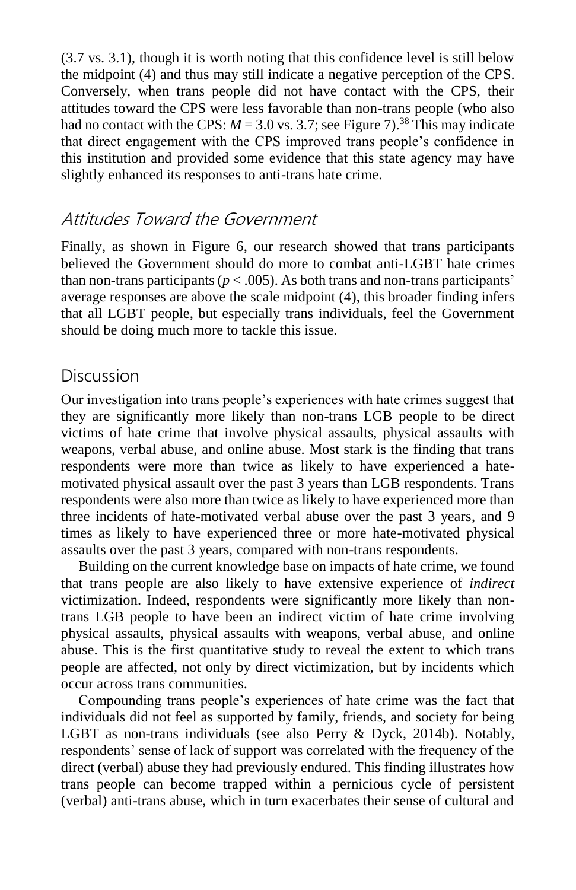(3.7 vs. 3.1), though it is worth noting that this confidence level is still below the midpoint (4) and thus may still indicate a negative perception of the CPS. Conversely, when trans people did not have contact with the CPS, their attitudes toward the CPS were less favorable than non-trans people (who also had no contact with the CPS: $M = 3.0$ vs. 3.7; see Figure 7).[38] This may indicate that direct engagement with the CPS improved trans people's confidence in this institution and provided some evidence that this state agency may have slightly enhanced its responses to anti-trans hate crime.

### Attitudes Toward the Government

Finally, as shown in Figure 6, our research showed that trans participants believed the Government should do more to combat anti-LGBT hate crimes than non-trans participants ($p < .005$). As both trans and non-trans participants' average responses are above the scale midpoint (4), this broader finding infers that all LGBT people, but especially trans individuals, feel the Government should be doing much more to tackle this issue.

## Discussion

Our investigation into trans people's experiences with hate crimes suggest that they are significantly more likely than non-trans LGB people to be direct victims of hate crime that involve physical assaults, physical assaults with weapons, verbal abuse, and online abuse. Most stark is the finding that trans respondents were more than twice as likely to have experienced a hate-motivated physical assault over the past 3 years than LGB respondents. Trans respondents were also more than twice as likely to have experienced more than three incidents of hate-motivated verbal abuse over the past 3 years, and 9 times as likely to have experienced three or more hate-motivated physical assaults over the past 3 years, compared with non-trans respondents.

Building on the current knowledge base on impacts of hate crime, we found that trans people are also likely to have extensive experience of *indirect* victimization. Indeed, respondents were significantly more likely than non-trans LGB people to have been an indirect victim of hate crime involving physical assaults, physical assaults with weapons, verbal abuse, and online abuse. This is the first quantitative study to reveal the extent to which trans people are affected, not only by direct victimization, but by incidents which occur across trans communities.

Compounding trans people's experiences of hate crime was the fact that individuals did not feel as supported by family, friends, and society for being LGBT as non-trans individuals (see also Perry & Dyck, 2014b). Notably, respondents' sense of lack of support was correlated with the frequency of the direct (verbal) abuse they had previously endured. This finding illustrates how trans people can become trapped within a pernicious cycle of persistent (verbal) anti-trans abuse, which in turn exacerbates their sense of cultural and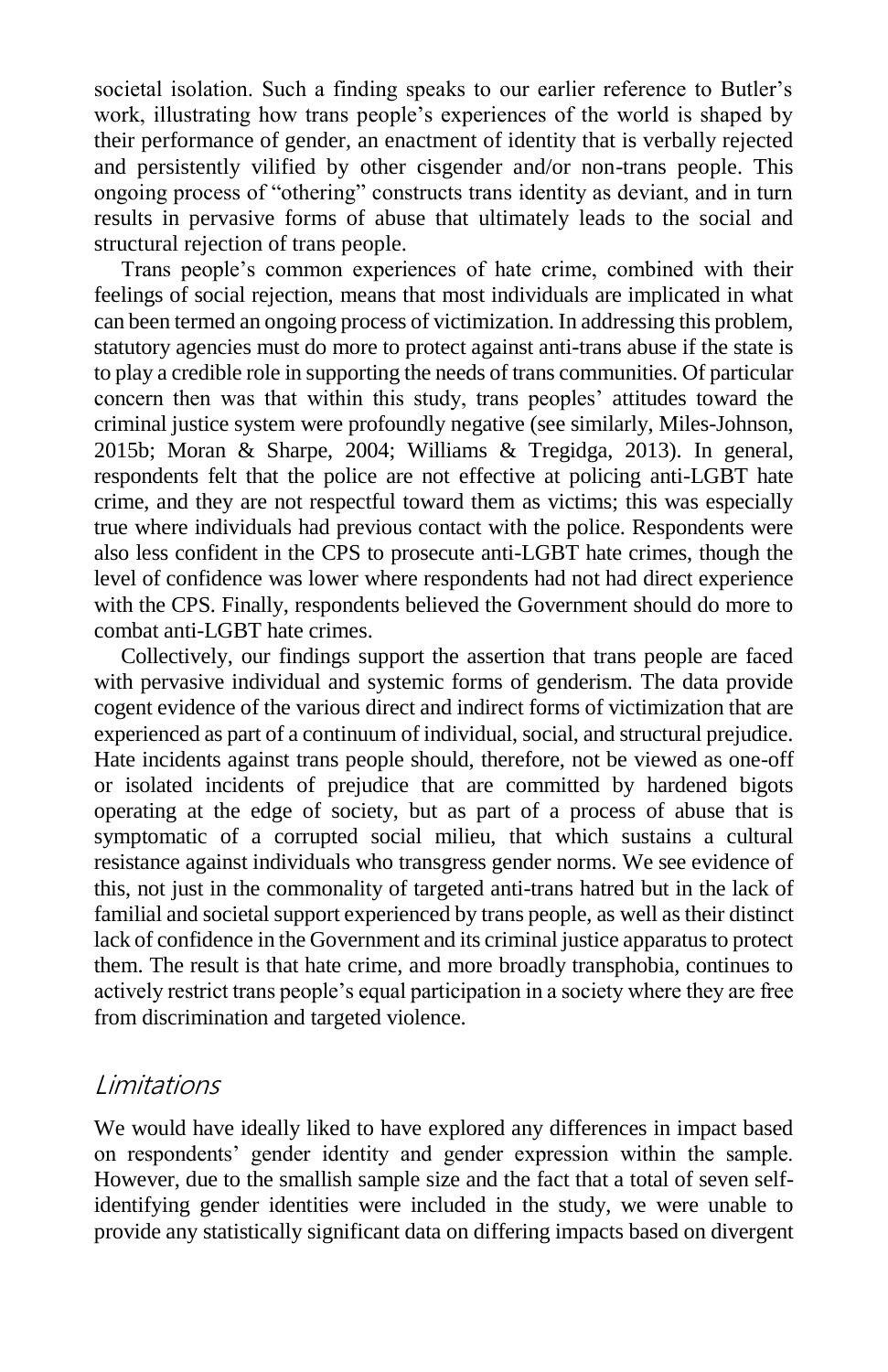societal isolation. Such a finding speaks to our earlier reference to Butler's work, illustrating how trans people's experiences of the world is shaped by their performance of gender, an enactment of identity that is verbally rejected and persistently vilified by other cisgender and/or non-trans people. This ongoing process of "othering" constructs trans identity as deviant, and in turn results in pervasive forms of abuse that ultimately leads to the social and structural rejection of trans people.

Trans people's common experiences of hate crime, combined with their feelings of social rejection, means that most individuals are implicated in what can been termed an ongoing process of victimization. In addressing this problem, statutory agencies must do more to protect against anti-trans abuse if the state is to play a credible role in supporting the needs of trans communities. Of particular concern then was that within this study, trans peoples' attitudes toward the criminal justice system were profoundly negative (see similarly, Miles-Johnson, 2015b; Moran & Sharpe, 2004; Williams & Tregidga, 2013). In general, respondents felt that the police are not effective at policing anti-LGBT hate crime, and they are not respectful toward them as victims; this was especially true where individuals had previous contact with the police. Respondents were also less confident in the CPS to prosecute anti-LGBT hate crimes, though the level of confidence was lower where respondents had not had direct experience with the CPS. Finally, respondents believed the Government should do more to combat anti-LGBT hate crimes.

Collectively, our findings support the assertion that trans people are faced with pervasive individual and systemic forms of genderism. The data provide cogent evidence of the various direct and indirect forms of victimization that are experienced as part of a continuum of individual, social, and structural prejudice. Hate incidents against trans people should, therefore, not be viewed as one-off or isolated incidents of prejudice that are committed by hardened bigots operating at the edge of society, but as part of a process of abuse that is symptomatic of a corrupted social milieu, that which sustains a cultural resistance against individuals who transgress gender norms. We see evidence of this, not just in the commonality of targeted anti-trans hatred but in the lack of familial and societal support experienced by trans people, as well as their distinct lack of confidence in the Government and its criminal justice apparatus to protect them. The result is that hate crime, and more broadly transphobia, continues to actively restrict trans people's equal participation in a society where they are free from discrimination and targeted violence.

## Limitations

We would have ideally liked to have explored any differences in impact based on respondents' gender identity and gender expression within the sample. However, due to the smallish sample size and the fact that a total of seven self-identifying gender identities were included in the study, we were unable to provide any statistically significant data on differing impacts based on divergent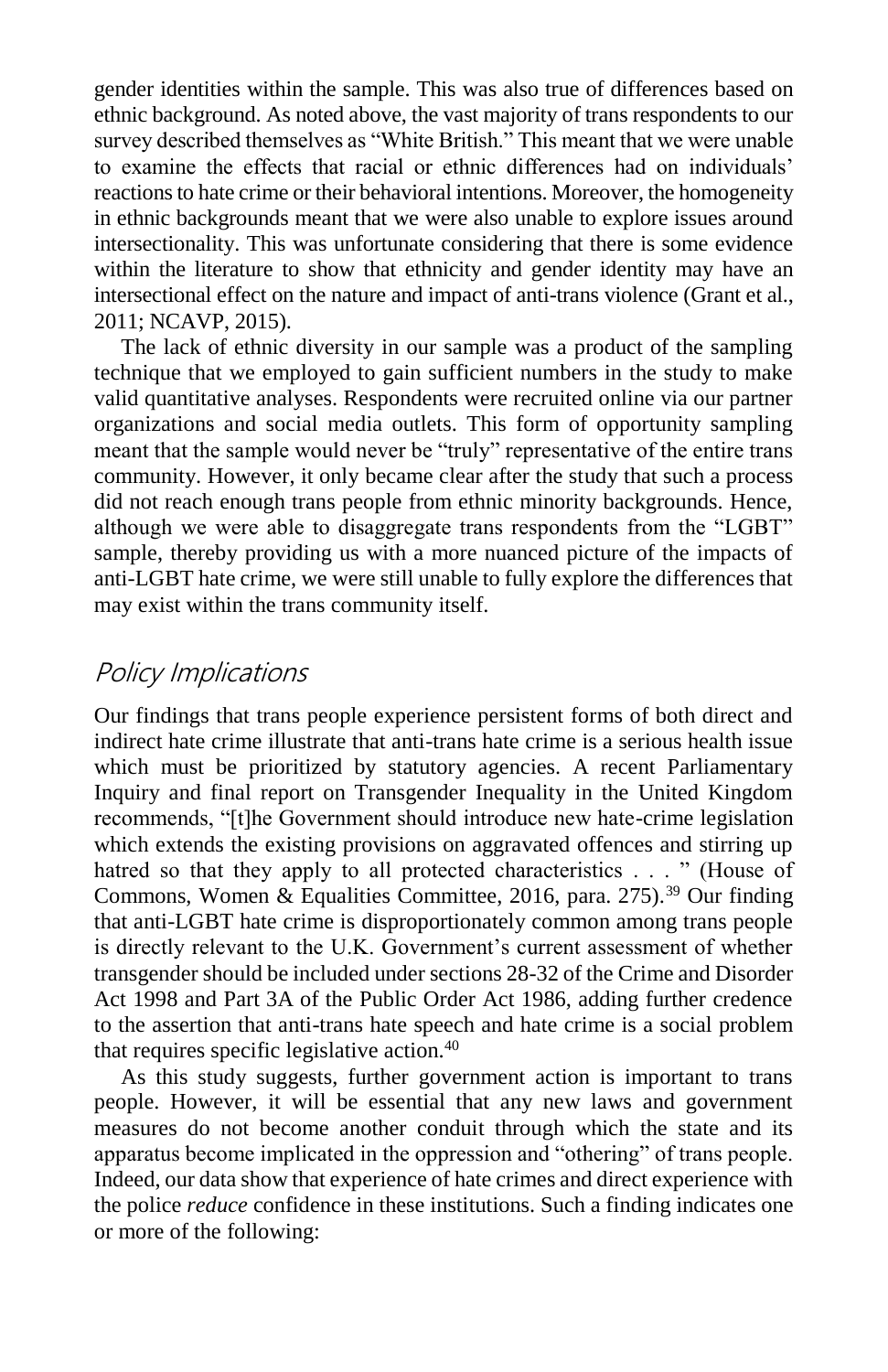gender identities within the sample. This was also true of differences based on ethnic background. As noted above, the vast majority of trans respondents to our survey described themselves as "White British." This meant that we were unable to examine the effects that racial or ethnic differences had on individuals' reactions to hate crime or their behavioral intentions. Moreover, the homogeneity in ethnic backgrounds meant that we were also unable to explore issues around intersectionality. This was unfortunate considering that there is some evidence within the literature to show that ethnicity and gender identity may have an intersectional effect on the nature and impact of anti-trans violence (Grant et al., 2011; NCAVP, 2015).

The lack of ethnic diversity in our sample was a product of the sampling technique that we employed to gain sufficient numbers in the study to make valid quantitative analyses. Respondents were recruited online via our partner organizations and social media outlets. This form of opportunity sampling meant that the sample would never be "truly" representative of the entire trans community. However, it only became clear after the study that such a process did not reach enough trans people from ethnic minority backgrounds. Hence, although we were able to disaggregate trans respondents from the "LGBT" sample, thereby providing us with a more nuanced picture of the impacts of anti-LGBT hate crime, we were still unable to fully explore the differences that may exist within the trans community itself.

## Policy Implications

Our findings that trans people experience persistent forms of both direct and indirect hate crime illustrate that anti-trans hate crime is a serious health issue which must be prioritized by statutory agencies. A recent Parliamentary Inquiry and final report on Transgender Inequality in the United Kingdom recommends, "[t]he Government should introduce new hate-crime legislation which extends the existing provisions on aggravated offences and stirring up hatred so that they apply to all protected characteristics . . . " (House of Commons, Women & Equalities Committee, 2016, para. 275).[39] Our finding that anti-LGBT hate crime is disproportionately common among trans people is directly relevant to the U.K. Government's current assessment of whether transgender should be included under sections 28-32 of the Crime and Disorder Act 1998 and Part 3A of the Public Order Act 1986, adding further credence to the assertion that anti-trans hate speech and hate crime is a social problem that requires specific legislative action.[40]

As this study suggests, further government action is important to trans people. However, it will be essential that any new laws and government measures do not become another conduit through which the state and its apparatus become implicated in the oppression and "othering" of trans people. Indeed, our data show that experience of hate crimes and direct experience with the police *reduce* confidence in these institutions. Such a finding indicates one or more of the following: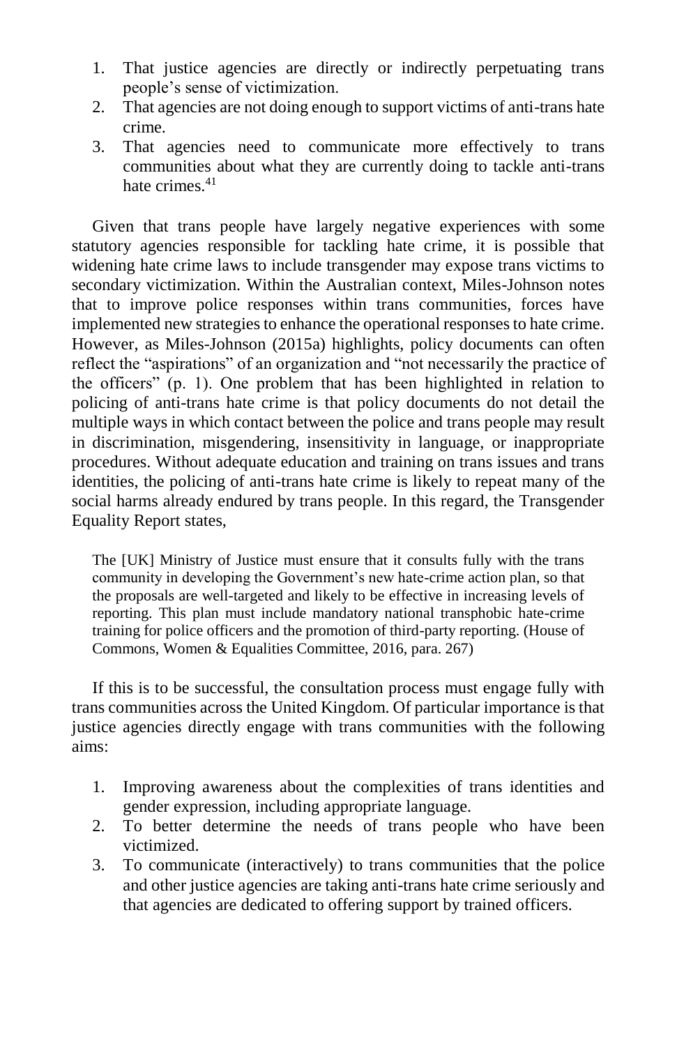1. That justice agencies are directly or indirectly perpetuating trans people's sense of victimization.
2. That agencies are not doing enough to support victims of anti-trans hate crime.
3. That agencies need to communicate more effectively to trans communities about what they are currently doing to tackle anti-trans hate crimes.[41]

Given that trans people have largely negative experiences with some statutory agencies responsible for tackling hate crime, it is possible that widening hate crime laws to include transgender may expose trans victims to secondary victimization. Within the Australian context, Miles-Johnson notes that to improve police responses within trans communities, forces have implemented new strategies to enhance the operational responses to hate crime. However, as Miles-Johnson (2015a) highlights, policy documents can often reflect the "aspirations" of an organization and "not necessarily the practice of the officers" (p. 1). One problem that has been highlighted in relation to policing of anti-trans hate crime is that policy documents do not detail the multiple ways in which contact between the police and trans people may result in discrimination, misgendering, insensitivity in language, or inappropriate procedures. Without adequate education and training on trans issues and trans identities, the policing of anti-trans hate crime is likely to repeat many of the social harms already endured by trans people. In this regard, the Transgender Equality Report states,

> The [UK] Ministry of Justice must ensure that it consults fully with the trans community in developing the Government's new hate-crime action plan, so that the proposals are well-targeted and likely to be effective in increasing levels of reporting. This plan must include mandatory national transphobic hate-crime training for police officers and the promotion of third-party reporting. (House of Commons, Women & Equalities Committee, 2016, para. 267)

If this is to be successful, the consultation process must engage fully with trans communities across the United Kingdom. Of particular importance is that justice agencies directly engage with trans communities with the following aims:

1. Improving awareness about the complexities of trans identities and gender expression, including appropriate language.
2. To better determine the needs of trans people who have been victimized.
3. To communicate (interactively) to trans communities that the police and other justice agencies are taking anti-trans hate crime seriously and that agencies are dedicated to offering support by trained officers.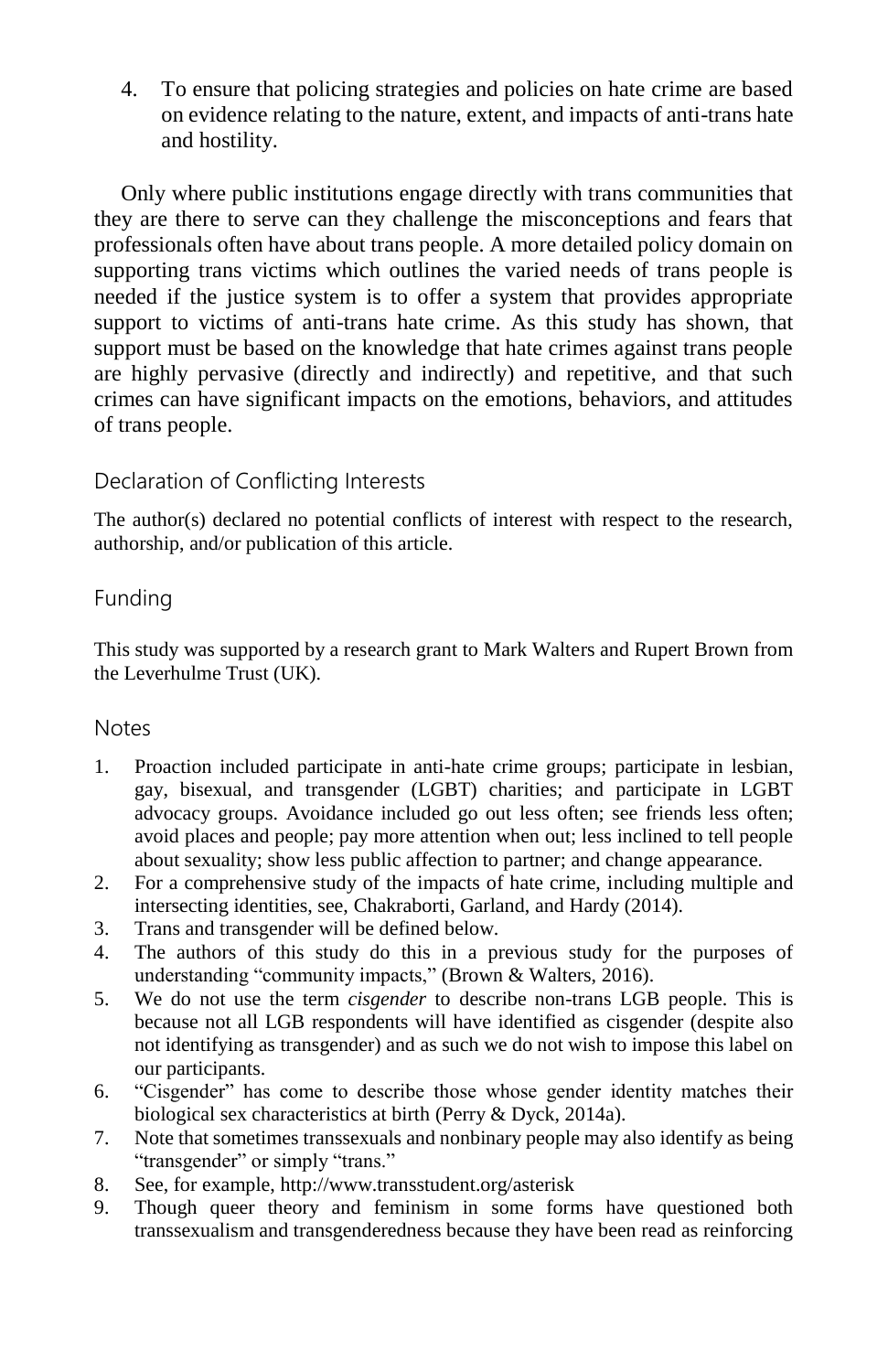4. To ensure that policing strategies and policies on hate crime are based on evidence relating to the nature, extent, and impacts of anti-trans hate and hostility.

Only where public institutions engage directly with trans communities that they are there to serve can they challenge the misconceptions and fears that professionals often have about trans people. A more detailed policy domain on supporting trans victims which outlines the varied needs of trans people is needed if the justice system is to offer a system that provides appropriate support to victims of anti-trans hate crime. As this study has shown, that support must be based on the knowledge that hate crimes against trans people are highly pervasive (directly and indirectly) and repetitive, and that such crimes can have significant impacts on the emotions, behaviors, and attitudes of trans people.

## Declaration of Conflicting Interests

The author(s) declared no potential conflicts of interest with respect to the research, authorship, and/or publication of this article.

## Funding

This study was supported by a research grant to Mark Walters and Rupert Brown from the Leverhulme Trust (UK).

## Notes

1. Proaction included participate in anti-hate crime groups; participate in lesbian, gay, bisexual, and transgender (LGBT) charities; and participate in LGBT advocacy groups. Avoidance included go out less often; see friends less often; avoid places and people; pay more attention when out; less inclined to tell people about sexuality; show less public affection to partner; and change appearance.
2. For a comprehensive study of the impacts of hate crime, including multiple and intersecting identities, see, Chakraborti, Garland, and Hardy (2014).
3. Trans and transgender will be defined below.
4. The authors of this study do this in a previous study for the purposes of understanding "community impacts," (Brown & Walters, 2016).
5. We do not use the term *cisgender* to describe non-trans LGB people. This is because not all LGB respondents will have identified as cisgender (despite also not identifying as transgender) and as such we do not wish to impose this label on our participants.
6. "Cisgender" has come to describe those whose gender identity matches their biological sex characteristics at birth (Perry & Dyck, 2014a).
7. Note that sometimes transsexuals and nonbinary people may also identify as being "transgender" or simply "trans."
8. See, for example, http://www.transstudent.org/asterisk
9. Though queer theory and feminism in some forms have questioned both transsexualism and transgenderedness because they have been read as reinforcing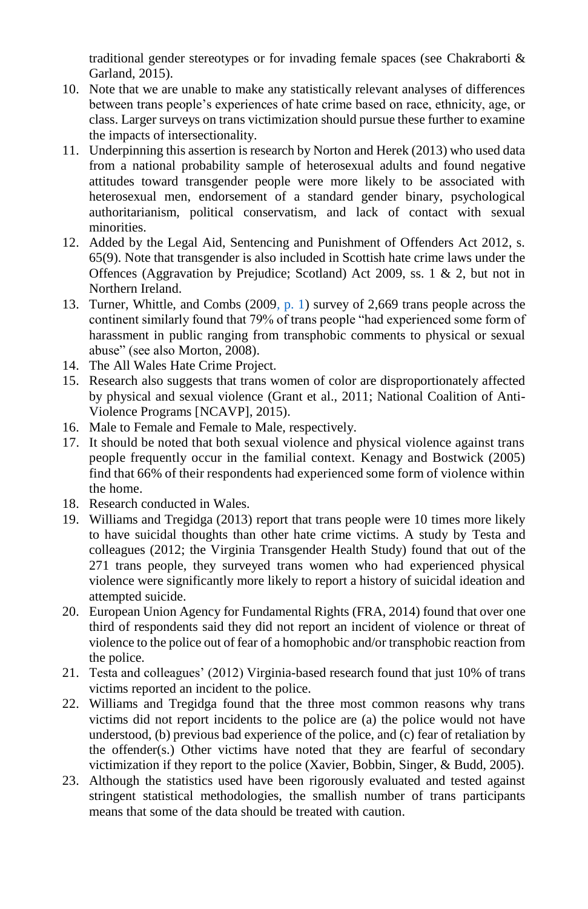traditional gender stereotypes or for invading female spaces (see Chakraborti & Garland, 2015).

10. Note that we are unable to make any statistically relevant analyses of differences between trans people's experiences of hate crime based on race, ethnicity, age, or class. Larger surveys on trans victimization should pursue these further to examine the impacts of intersectionality.
11. Underpinning this assertion is research by Norton and Herek (2013) who used data from a national probability sample of heterosexual adults and found negative attitudes toward transgender people were more likely to be associated with heterosexual men, endorsement of a standard gender binary, psychological authoritarianism, political conservatism, and lack of contact with sexual minorities.
12. Added by the Legal Aid, Sentencing and Punishment of Offenders Act 2012, s. 65(9). Note that transgender is also included in Scottish hate crime laws under the Offences (Aggravation by Prejudice; Scotland) Act 2009, ss. 1 & 2, but not in Northern Ireland.
13. Turner, Whittle, and Combs (2009, p. 1) survey of 2,669 trans people across the continent similarly found that 79% of trans people "had experienced some form of harassment in public ranging from transphobic comments to physical or sexual abuse" (see also Morton, 2008).
14. The All Wales Hate Crime Project.
15. Research also suggests that trans women of color are disproportionately affected by physical and sexual violence (Grant et al., 2011; National Coalition of Anti-Violence Programs [NCAVP], 2015).
16. Male to Female and Female to Male, respectively.
17. It should be noted that both sexual violence and physical violence against trans people frequently occur in the familial context. Kenagy and Bostwick (2005) find that 66% of their respondents had experienced some form of violence within the home.
18. Research conducted in Wales.
19. Williams and Tregidga (2013) report that trans people were 10 times more likely to have suicidal thoughts than other hate crime victims. A study by Testa and colleagues (2012; the Virginia Transgender Health Study) found that out of the 271 trans people, they surveyed trans women who had experienced physical violence were significantly more likely to report a history of suicidal ideation and attempted suicide.
20. European Union Agency for Fundamental Rights (FRA, 2014) found that over one third of respondents said they did not report an incident of violence or threat of violence to the police out of fear of a homophobic and/or transphobic reaction from the police.
21. Testa and colleagues' (2012) Virginia-based research found that just 10% of trans victims reported an incident to the police.
22. Williams and Tregidga found that the three most common reasons why trans victims did not report incidents to the police are (a) the police would not have understood, (b) previous bad experience of the police, and (c) fear of retaliation by the offender(s.) Other victims have noted that they are fearful of secondary victimization if they report to the police (Xavier, Bobbin, Singer, & Budd, 2005).
23. Although the statistics used have been rigorously evaluated and tested against stringent statistical methodologies, the smallish number of trans participants means that some of the data should be treated with caution.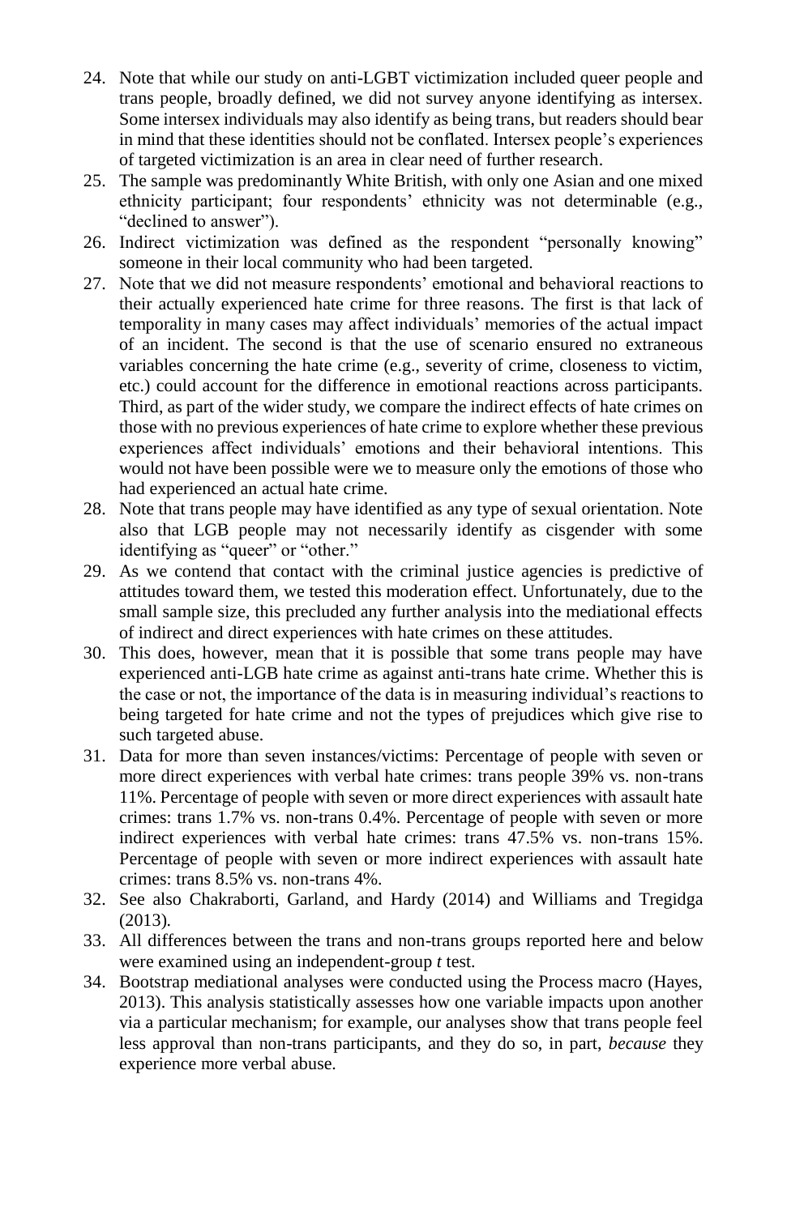24. Note that while our study on anti-LGBT victimization included queer people and trans people, broadly defined, we did not survey anyone identifying as intersex. Some intersex individuals may also identify as being trans, but readers should bear in mind that these identities should not be conflated. Intersex people's experiences of targeted victimization is an area in clear need of further research.
25. The sample was predominantly White British, with only one Asian and one mixed ethnicity participant; four respondents' ethnicity was not determinable (e.g., "declined to answer").
26. Indirect victimization was defined as the respondent "personally knowing" someone in their local community who had been targeted.
27. Note that we did not measure respondents' emotional and behavioral reactions to their actually experienced hate crime for three reasons. The first is that lack of temporality in many cases may affect individuals' memories of the actual impact of an incident. The second is that the use of scenario ensured no extraneous variables concerning the hate crime (e.g., severity of crime, closeness to victim, etc.) could account for the difference in emotional reactions across participants. Third, as part of the wider study, we compare the indirect effects of hate crimes on those with no previous experiences of hate crime to explore whether these previous experiences affect individuals' emotions and their behavioral intentions. This would not have been possible were we to measure only the emotions of those who had experienced an actual hate crime.
28. Note that trans people may have identified as any type of sexual orientation. Note also that LGB people may not necessarily identify as cisgender with some identifying as "queer" or "other."
29. As we contend that contact with the criminal justice agencies is predictive of attitudes toward them, we tested this moderation effect. Unfortunately, due to the small sample size, this precluded any further analysis into the mediational effects of indirect and direct experiences with hate crimes on these attitudes.
30. This does, however, mean that it is possible that some trans people may have experienced anti-LGB hate crime as against anti-trans hate crime. Whether this is the case or not, the importance of the data is in measuring individual's reactions to being targeted for hate crime and not the types of prejudices which give rise to such targeted abuse.
31. Data for more than seven instances/victims: Percentage of people with seven or more direct experiences with verbal hate crimes: trans people 39% vs. non-trans 11%. Percentage of people with seven or more direct experiences with assault hate crimes: trans 1.7% vs. non-trans 0.4%. Percentage of people with seven or more indirect experiences with verbal hate crimes: trans 47.5% vs. non-trans 15%. Percentage of people with seven or more indirect experiences with assault hate crimes: trans 8.5% vs. non-trans 4%.
32. See also Chakraborti, Garland, and Hardy (2014) and Williams and Tregidga (2013).
33. All differences between the trans and non-trans groups reported here and below were examined using an independent-group *t* test.
34. Bootstrap mediational analyses were conducted using the Process macro (Hayes, 2013). This analysis statistically assesses how one variable impacts upon another via a particular mechanism; for example, our analyses show that trans people feel less approval than non-trans participants, and they do so, in part, *because* they experience more verbal abuse.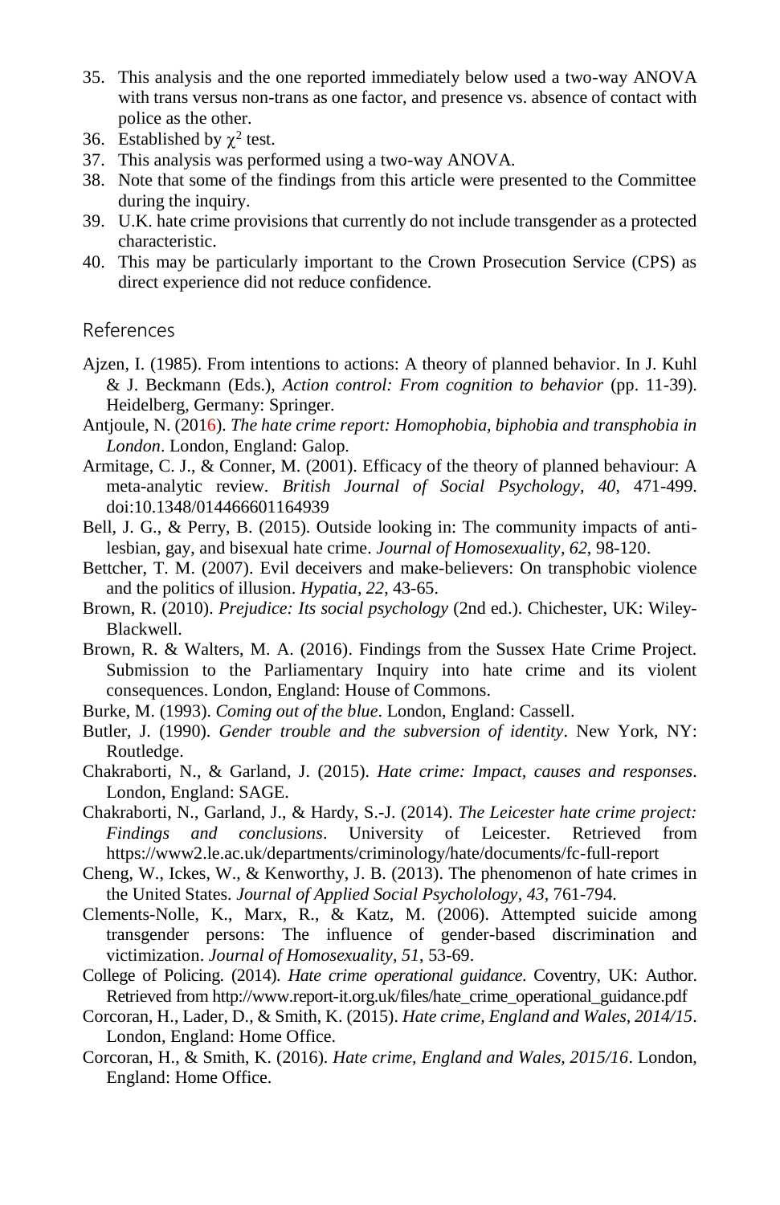35. This analysis and the one reported immediately below used a two-way ANOVA with trans versus non-trans as one factor, and presence vs. absence of contact with police as the other.
36. Established by $\chi^2$ test.
37. This analysis was performed using a two-way ANOVA.
38. Note that some of the findings from this article were presented to the Committee during the inquiry.
39. U.K. hate crime provisions that currently do not include transgender as a protected characteristic.
40. This may be particularly important to the Crown Prosecution Service (CPS) as direct experience did not reduce confidence.

## References

Ajzen, I. (1985). From intentions to actions: A theory of planned behavior. In J. Kuhl & J. Beckmann (Eds.), *Action control: From cognition to behavior* (pp. 11-39). Heidelberg, Germany: Springer.

Antjoule, N. (2016). *The hate crime report: Homophobia, biphobia and transphobia in London*. London, England: Galop.

Armitage, C. J., & Conner, M. (2001). Efficacy of the theory of planned behaviour: A meta-analytic review. *British Journal of Social Psychology*, *40*, 471-499. doi:10.1348/014466601164939

Bell, J. G., & Perry, B. (2015). Outside looking in: The community impacts of anti-lesbian, gay, and bisexual hate crime. *Journal of Homosexuality*, *62*, 98-120.

Bettcher, T. M. (2007). Evil deceivers and make-believers: On transphobic violence and the politics of illusion. *Hypatia*, *22*, 43-65.

Brown, R. (2010). *Prejudice: Its social psychology* (2nd ed.). Chichester, UK: Wiley-Blackwell.

Brown, R. & Walters, M. A. (2016). Findings from the Sussex Hate Crime Project. Submission to the Parliamentary Inquiry into hate crime and its violent consequences. London, England: House of Commons.

Burke, M. (1993). *Coming out of the blue*. London, England: Cassell.

Butler, J. (1990). *Gender trouble and the subversion of identity*. New York, NY: Routledge.

Chakraborti, N., & Garland, J. (2015). *Hate crime: Impact, causes and responses*. London, England: SAGE.

Chakraborti, N., Garland, J., & Hardy, S.-J. (2014). *The Leicester hate crime project: Findings and conclusions*. University of Leicester. Retrieved from https://www2.le.ac.uk/departments/criminology/hate/documents/fc-full-report

Cheng, W., Ickes, W., & Kenworthy, J. B. (2013). The phenomenon of hate crimes in the United States. *Journal of Applied Social Psycholology*, *43*, 761-794.

Clements-Nolle, K., Marx, R., & Katz, M. (2006). Attempted suicide among transgender persons: The influence of gender-based discrimination and victimization. *Journal of Homosexuality*, *51*, 53-69.

College of Policing. (2014). *Hate crime operational guidance*. Coventry, UK: Author. Retrieved from http://www.report-it.org.uk/files/hate_crime_operational_guidance.pdf

Corcoran, H., Lader, D., & Smith, K. (2015). *Hate crime, England and Wales, 2014/15*. London, England: Home Office.

Corcoran, H., & Smith, K. (2016). *Hate crime, England and Wales, 2015/16*. London, England: Home Office.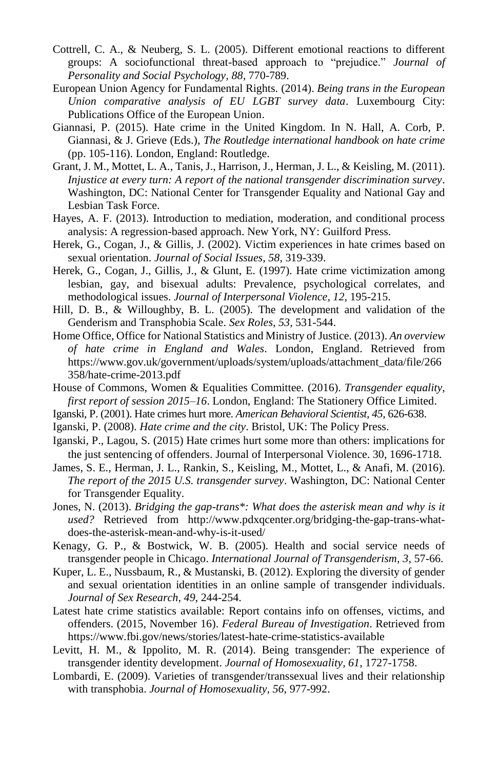Cottrell, C. A., & Neuberg, S. L. (2005). Different emotional reactions to different groups: A sociofunctional threat-based approach to "prejudice." *Journal of Personality and Social Psychology, 88*, 770-789.

European Union Agency for Fundamental Rights. (2014). *Being trans in the European Union comparative analysis of EU LGBT survey data*. Luxembourg City: Publications Office of the European Union.

Giannasi, P. (2015). Hate crime in the United Kingdom. In N. Hall, A. Corb, P. Giannasi, & J. Grieve (Eds.), *The Routledge international handbook on hate crime* (pp. 105-116). London, England: Routledge.

Grant, J. M., Mottet, L. A., Tanis, J., Harrison, J., Herman, J. L., & Keisling, M. (2011). *Injustice at every turn: A report of the national transgender discrimination survey*. Washington, DC: National Center for Transgender Equality and National Gay and Lesbian Task Force.

Hayes, A. F. (2013). Introduction to mediation, moderation, and conditional process analysis: A regression-based approach. New York, NY: Guilford Press.

Herek, G., Cogan, J., & Gillis, J. (2002). Victim experiences in hate crimes based on sexual orientation. *Journal of Social Issues, 58*, 319-339.

Herek, G., Cogan, J., Gillis, J., & Glunt, E. (1997). Hate crime victimization among lesbian, gay, and bisexual adults: Prevalence, psychological correlates, and methodological issues. *Journal of Interpersonal Violence, 12*, 195-215.

Hill, D. B., & Willoughby, B. L. (2005). The development and validation of the Genderism and Transphobia Scale. *Sex Roles, 53*, 531-544.

Home Office, Office for National Statistics and Ministry of Justice. (2013). *An overview of hate crime in England and Wales*. London, England. Retrieved from https://www.gov.uk/government/uploads/system/uploads/attachment_data/file/266358/hate-crime-2013.pdf

House of Commons, Women & Equalities Committee. (2016). *Transgender equality, first report of session 2015–16*. London, England: The Stationery Office Limited.

Iganski, P. (2001). Hate crimes hurt more. *American Behavioral Scientist, 45*, 626-638.

Iganski, P. (2008). *Hate crime and the city*. Bristol, UK: The Policy Press.

Iganski, P., Lagou, S. (2015) Hate crimes hurt some more than others: implications for the just sentencing of offenders. Journal of Interpersonal Violence. 30, 1696-1718.

James, S. E., Herman, J. L., Rankin, S., Keisling, M., Mottet, L., & Anafi, M. (2016). *The report of the 2015 U.S. transgender survey*. Washington, DC: National Center for Transgender Equality.

Jones, N. (2013). *Bridging the gap-trans*: What does the asterisk mean and why is it used?* Retrieved from http://www.pdxqcenter.org/bridging-the-gap-trans-what-does-the-asterisk-mean-and-why-is-it-used/

Kenagy, G. P., & Bostwick, W. B. (2005). Health and social service needs of transgender people in Chicago. *International Journal of Transgenderism, 3*, 57-66.

Kuper, L. E., Nussbaum, R., & Mustanski, B. (2012). Exploring the diversity of gender and sexual orientation identities in an online sample of transgender individuals. *Journal of Sex Research, 49*, 244-254.

Latest hate crime statistics available: Report contains info on offenses, victims, and offenders. (2015, November 16). *Federal Bureau of Investigation*. Retrieved from https://www.fbi.gov/news/stories/latest-hate-crime-statistics-available

Levitt, H. M., & Ippolito, M. R. (2014). Being transgender: The experience of transgender identity development. *Journal of Homosexuality, 61*, 1727-1758.

Lombardi, E. (2009). Varieties of transgender/transsexual lives and their relationship with transphobia. *Journal of Homosexuality, 56*, 977-992.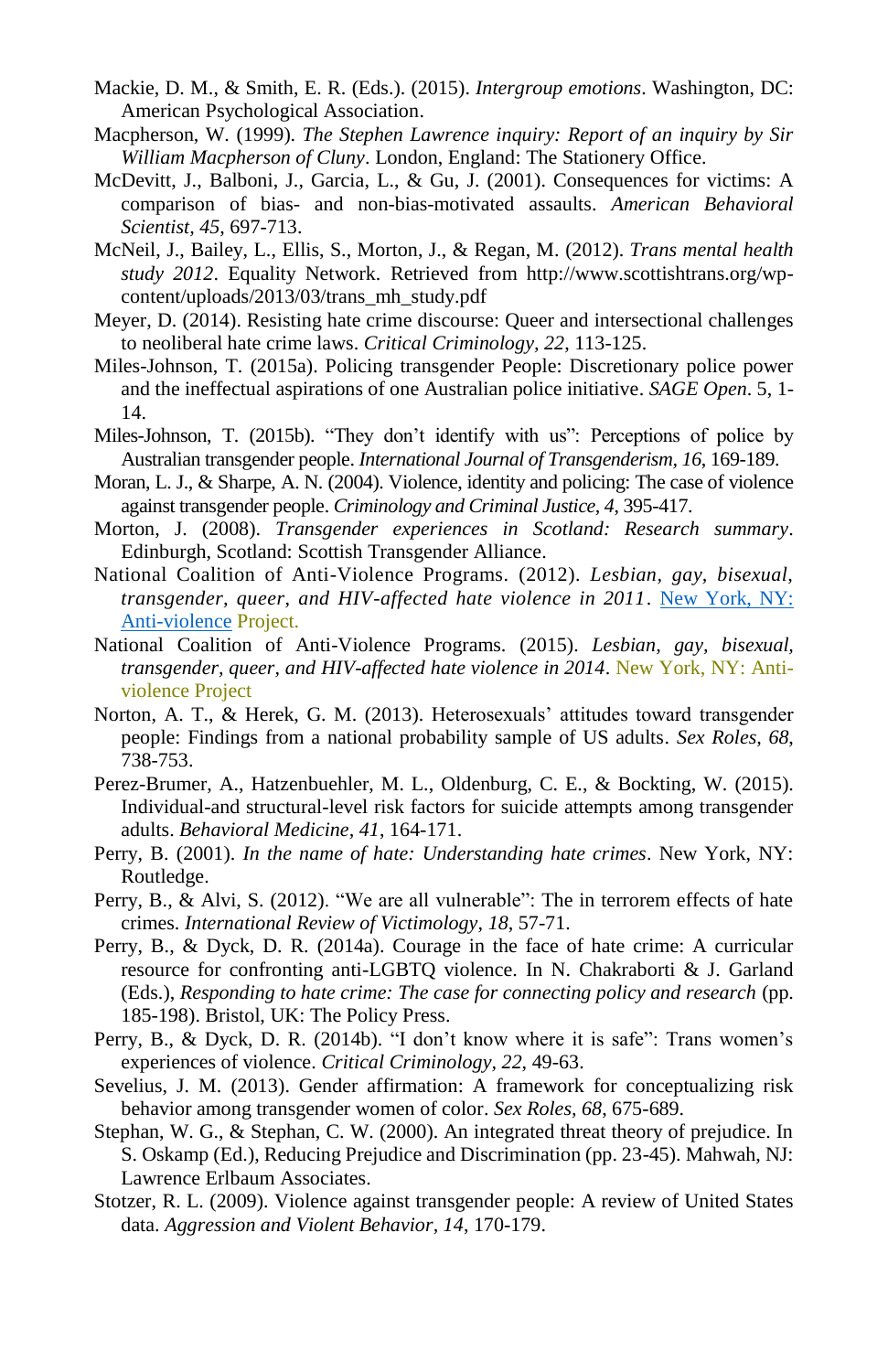Mackie, D. M., & Smith, E. R. (Eds.). (2015). *Intergroup emotions*. Washington, DC: American Psychological Association.

Macpherson, W. (1999). *The Stephen Lawrence inquiry: Report of an inquiry by Sir William Macpherson of Cluny*. London, England: The Stationery Office.

McDevitt, J., Balboni, J., Garcia, L., & Gu, J. (2001). Consequences for victims: A comparison of bias- and non-bias-motivated assaults. *American Behavioral Scientist*, *45*, 697-713.

McNeil, J., Bailey, L., Ellis, S., Morton, J., & Regan, M. (2012). *Trans mental health study 2012*. Equality Network. Retrieved from http://www.scottishtrans.org/wp-content/uploads/2013/03/trans_mh_study.pdf

Meyer, D. (2014). Resisting hate crime discourse: Queer and intersectional challenges to neoliberal hate crime laws. *Critical Criminology*, *22*, 113-125.

Miles-Johnson, T. (2015a). Policing transgender People: Discretionary police power and the ineffectual aspirations of one Australian police initiative. *SAGE Open*. 5, 1-14.

Miles-Johnson, T. (2015b). "They don't identify with us": Perceptions of police by Australian transgender people. *International Journal of Transgenderism, 16*, 169-189.

Moran, L. J., & Sharpe, A. N. (2004). Violence, identity and policing: The case of violence against transgender people. *Criminology and Criminal Justice*, *4*, 395-417.

Morton, J. (2008). *Transgender experiences in Scotland: Research summary*. Edinburgh, Scotland: Scottish Transgender Alliance.

National Coalition of Anti-Violence Programs. (2012). *Lesbian, gay, bisexual, transgender, queer, and HIV-affected hate violence in 2011*. New York, NY: Anti-violence Project.

National Coalition of Anti-Violence Programs. (2015). *Lesbian, gay, bisexual, transgender, queer, and HIV-affected hate violence in 2014*. New York, NY: Anti-violence Project

Norton, A. T., & Herek, G. M. (2013). Heterosexuals' attitudes toward transgender people: Findings from a national probability sample of US adults. *Sex Roles, 68*, 738-753.

Perez-Brumer, A., Hatzenbuehler, M. L., Oldenburg, C. E., & Bockting, W. (2015). Individual-and structural-level risk factors for suicide attempts among transgender adults. *Behavioral Medicine*, *41*, 164-171.

Perry, B. (2001). *In the name of hate: Understanding hate crimes*. New York, NY: Routledge.

Perry, B., & Alvi, S. (2012). "We are all vulnerable": The in terrorem effects of hate crimes. *International Review of Victimology*, *18*, 57-71.

Perry, B., & Dyck, D. R. (2014a). Courage in the face of hate crime: A curricular resource for confronting anti-LGBTQ violence. In N. Chakraborti & J. Garland (Eds.), *Responding to hate crime: The case for connecting policy and research* (pp. 185-198). Bristol, UK: The Policy Press.

Perry, B., & Dyck, D. R. (2014b). "I don't know where it is safe": Trans women's experiences of violence. *Critical Criminology*, *22*, 49-63.

Sevelius, J. M. (2013). Gender affirmation: A framework for conceptualizing risk behavior among transgender women of color. *Sex Roles*, *68*, 675-689.

Stephan, W. G., & Stephan, C. W. (2000). An integrated threat theory of prejudice. In S. Oskamp (Ed.), Reducing Prejudice and Discrimination (pp. 23-45). Mahwah, NJ: Lawrence Erlbaum Associates.

Stotzer, R. L. (2009). Violence against transgender people: A review of United States data. *Aggression and Violent Behavior*, *14*, 170-179.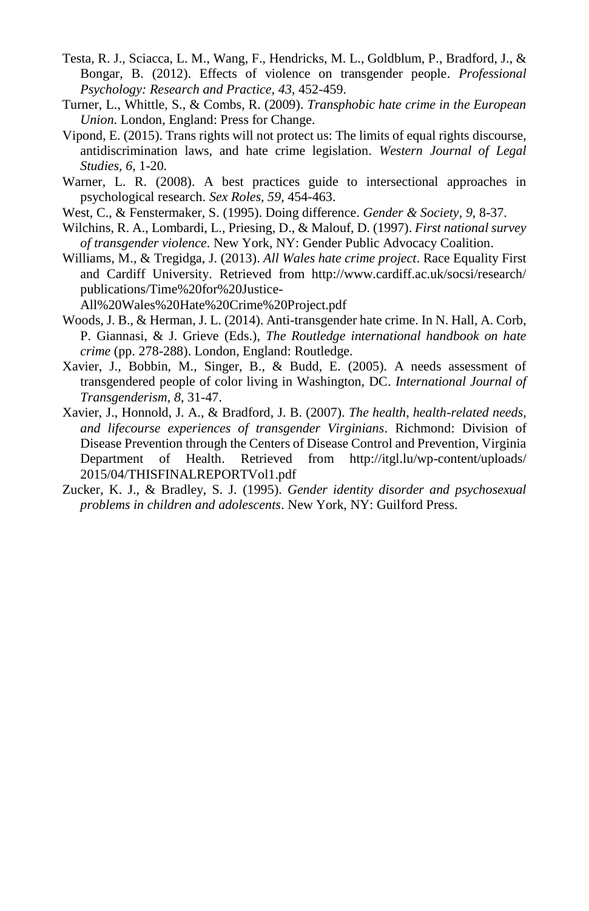Testa, R. J., Sciacca, L. M., Wang, F., Hendricks, M. L., Goldblum, P., Bradford, J., & Bongar, B. (2012). Effects of violence on transgender people. *Professional Psychology: Research and Practice*, *43*, 452-459.

Turner, L., Whittle, S., & Combs, R. (2009). *Transphobic hate crime in the European Union.* London, England: Press for Change.

Vipond, E. (2015). Trans rights will not protect us: The limits of equal rights discourse, antidiscrimination laws, and hate crime legislation. *Western Journal of Legal Studies*, *6*, 1-20.

Warner, L. R. (2008). A best practices guide to intersectional approaches in psychological research. *Sex Roles*, *59*, 454-463.

West, C., & Fenstermaker, S. (1995). Doing difference. *Gender & Society*, *9*, 8-37.

Wilchins, R. A., Lombardi, L., Priesing, D., & Malouf, D. (1997). *First national survey of transgender violence*. New York, NY: Gender Public Advocacy Coalition.

Williams, M., & Tregidga, J. (2013). *All Wales hate crime project*. Race Equality First and Cardiff University. Retrieved from http://www.cardiff.ac.uk/socsi/research/publications/Time%20for%20Justice-All%20Wales%20Hate%20Crime%20Project.pdf

Woods, J. B., & Herman, J. L. (2014). Anti-transgender hate crime. In N. Hall, A. Corb, P. Giannasi, & J. Grieve (Eds.), *The Routledge international handbook on hate crime* (pp. 278-288). London, England: Routledge.

Xavier, J., Bobbin, M., Singer, B., & Budd, E. (2005). A needs assessment of transgendered people of color living in Washington, DC. *International Journal of Transgenderism*, *8*, 31-47.

Xavier, J., Honnold, J. A., & Bradford, J. B. (2007). *The health, health-related needs, and lifecourse experiences of transgender Virginians*. Richmond: Division of Disease Prevention through the Centers of Disease Control and Prevention, Virginia Department of Health. Retrieved from http://itgl.lu/wp-content/uploads/2015/04/THISFINALREPORTVol1.pdf

Zucker, K. J., & Bradley, S. J. (1995). *Gender identity disorder and psychosexual problems in children and adolescents*. New York, NY: Guilford Press.